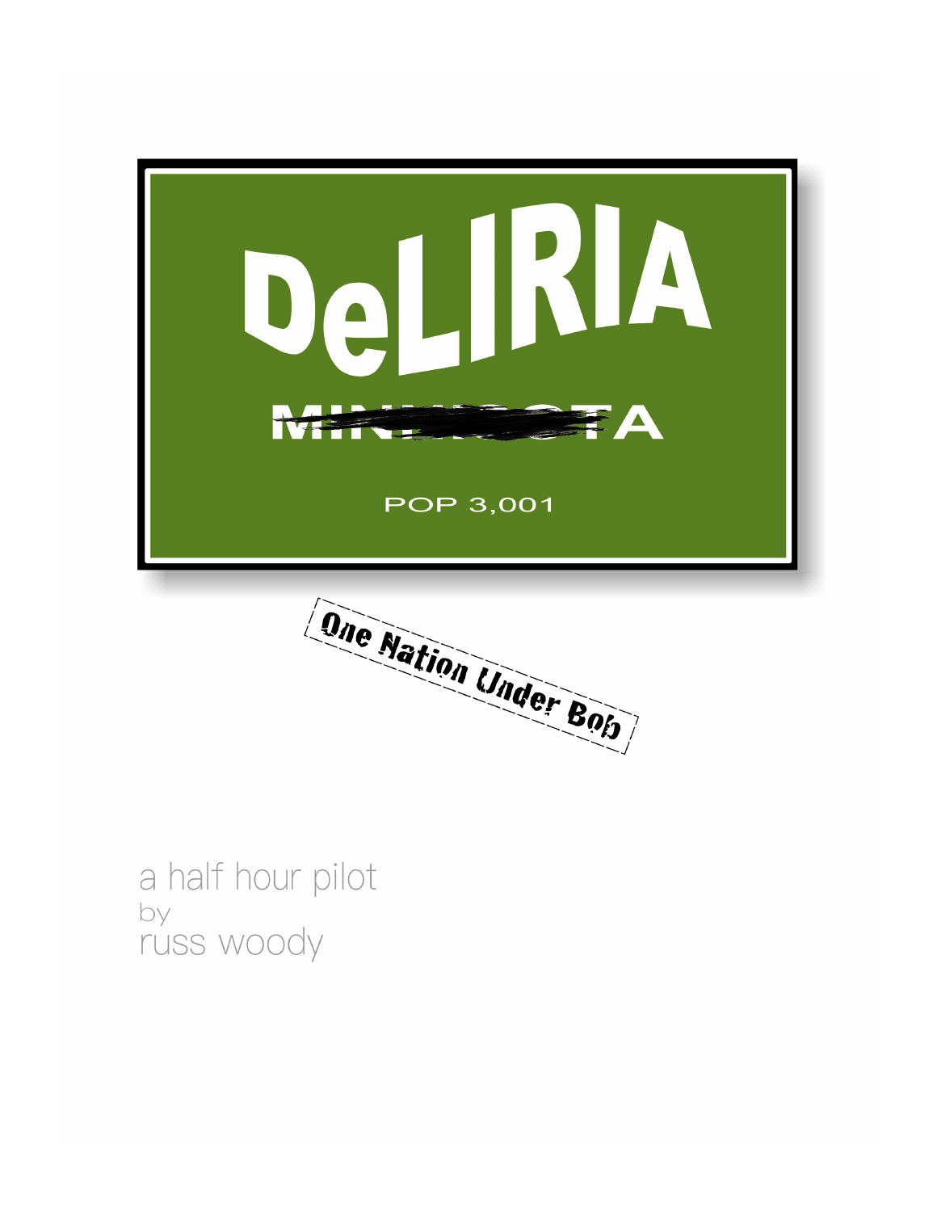# DeLIRIA

MINN~~ESO~~TA

POP 3,001

One Nation Under Bob

a half hour pilot
by
russ woody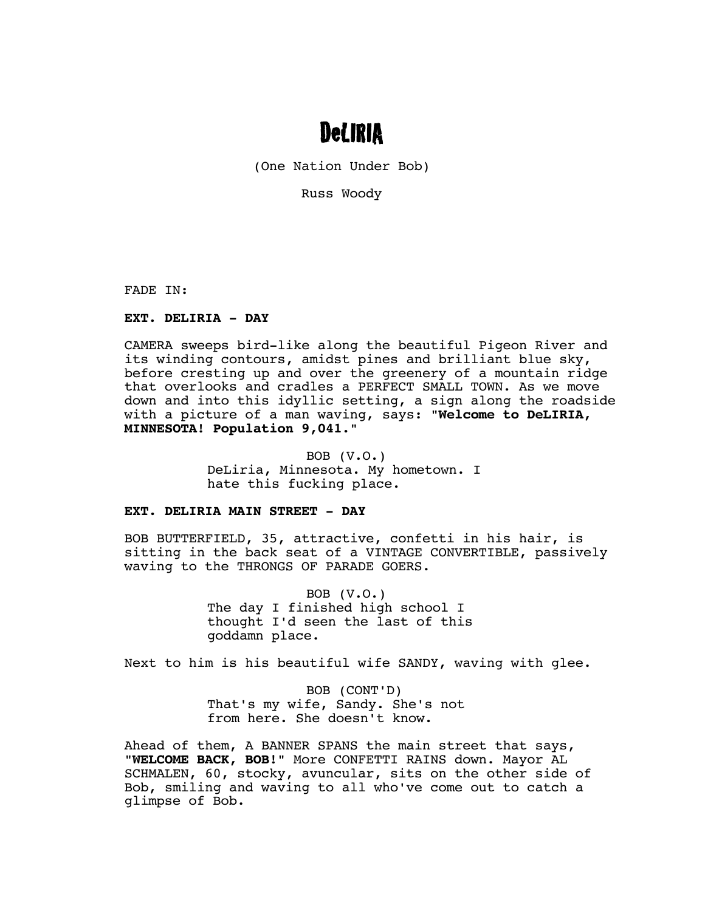# DeLIRIA

(One Nation Under Bob)

Russ Woody

FADE IN:

**EXT. DELIRIA - DAY**

CAMERA sweeps bird-like along the beautiful Pigeon River and its winding contours, amidst pines and brilliant blue sky, before cresting up and over the greenery of a mountain ridge that overlooks and cradles a PERFECT SMALL TOWN. As we move down and into this idyllic setting, a sign along the roadside with a picture of a man waving, says: "**Welcome to DeLIRIA, MINNESOTA! Population 9,041.**"

BOB (V.O.)
DeLiria, Minnesota. My hometown. I hate this fucking place.

**EXT. DELIRIA MAIN STREET - DAY**

BOB BUTTERFIELD, 35, attractive, confetti in his hair, is sitting in the back seat of a VINTAGE CONVERTIBLE, passively waving to the THRONGS OF PARADE GOERS.

BOB (V.O.)
The day I finished high school I thought I'd seen the last of this goddamn place.

Next to him is his beautiful wife SANDY, waving with glee.

BOB (CONT'D)
That's my wife, Sandy. She's not from here. She doesn't know.

Ahead of them, A BANNER SPANS the main street that says, "**WELCOME BACK, BOB!**" More CONFETTI RAINS down. Mayor AL SCHMALEN, 60, stocky, avuncular, sits on the other side of Bob, smiling and waving to all who've come out to catch a glimpse of Bob.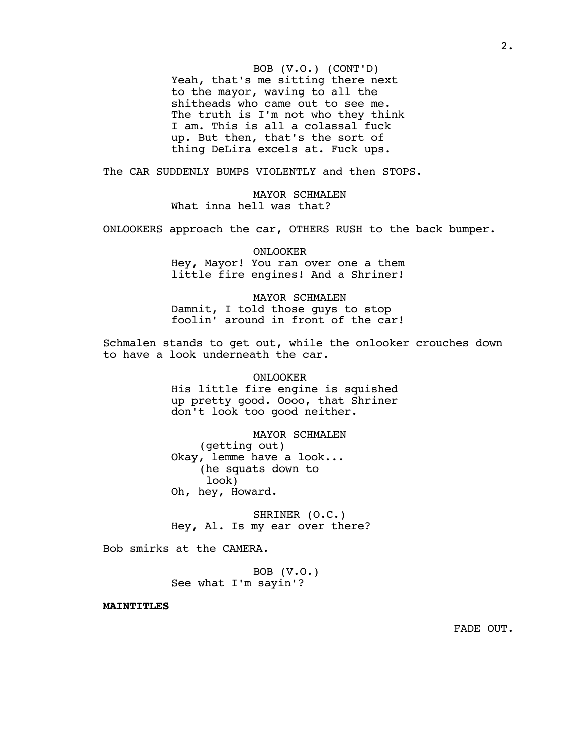BOB (V.O.) (CONT'D)
Yeah, that's me sitting there next to the mayor, waving to all the shitheads who came out to see me. The truth is I'm not who they think I am. This is all a colassal fuck up. But then, that's the sort of thing DeLira excels at. Fuck ups.

The CAR SUDDENLY BUMPS VIOLENTLY and then STOPS.

MAYOR SCHMALEN
What inna hell was that?

ONLOOKERS approach the car, OTHERS RUSH to the back bumper.

ONLOOKER
Hey, Mayor! You ran over one a them little fire engines! And a Shriner!

MAYOR SCHMALEN
Damnit, I told those guys to stop foolin' around in front of the car!

Schmalen stands to get out, while the onlooker crouches down to have a look underneath the car.

ONLOOKER
His little fire engine is squished up pretty good. Oooo, that Shriner don't look too good neither.

MAYOR SCHMALEN
(getting out)
Okay, lemme have a look...
(he squats down to look)
Oh, hey, Howard.

SHRINER (O.C.)
Hey, Al. Is my ear over there?

Bob smirks at the CAMERA.

BOB (V.O.)
See what I'm sayin'?

**MAINTITLES**

FADE OUT.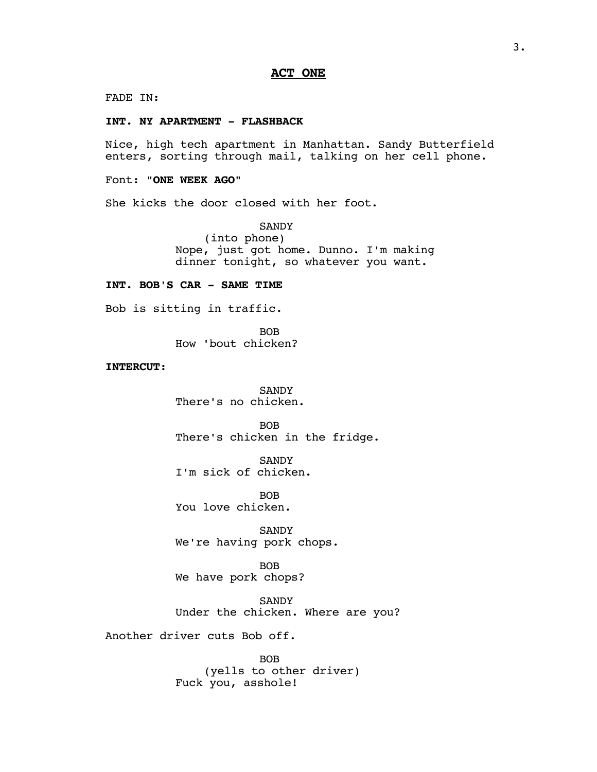## ACT ONE

FADE IN:

**INT. NY APARTMENT - FLASHBACK**

Nice, high tech apartment in Manhattan. Sandy Butterfield enters, sorting through mail, talking on her cell phone.

Font: "**ONE WEEK AGO**"

She kicks the door closed with her foot.

SANDY
(into phone)
Nope, just got home. Dunno. I'm making dinner tonight, so whatever you want.

**INT. BOB'S CAR - SAME TIME**

Bob is sitting in traffic.

BOB
How 'bout chicken?

**INTERCUT:**

SANDY
There's no chicken.

BOB
There's chicken in the fridge.

SANDY
I'm sick of chicken.

BOB
You love chicken.

SANDY
We're having pork chops.

BOB
We have pork chops?

SANDY
Under the chicken. Where are you?

Another driver cuts Bob off.

BOB
(yells to other driver)
Fuck you, asshole!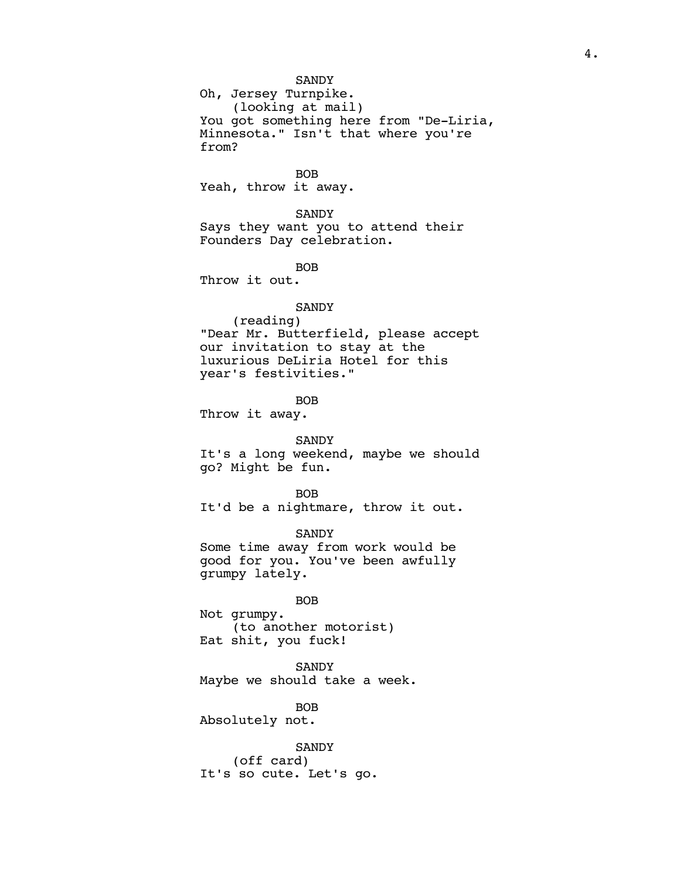SANDY
Oh, Jersey Turnpike.
(looking at mail)
You got something here from "De-Liria, Minnesota." Isn't that where you're from?

BOB
Yeah, throw it away.

SANDY
Says they want you to attend their Founders Day celebration.

BOB
Throw it out.

SANDY
(reading)
"Dear Mr. Butterfield, please accept our invitation to stay at the luxurious DeLiria Hotel for this year's festivities."

BOB
Throw it away.

SANDY
It's a long weekend, maybe we should go? Might be fun.

BOB
It'd be a nightmare, throw it out.

SANDY
Some time away from work would be good for you. You've been awfully grumpy lately.

BOB
Not grumpy.
(to another motorist)
Eat shit, you fuck!

SANDY
Maybe we should take a week.

BOB
Absolutely not.

SANDY
(off card)
It's so cute. Let's go.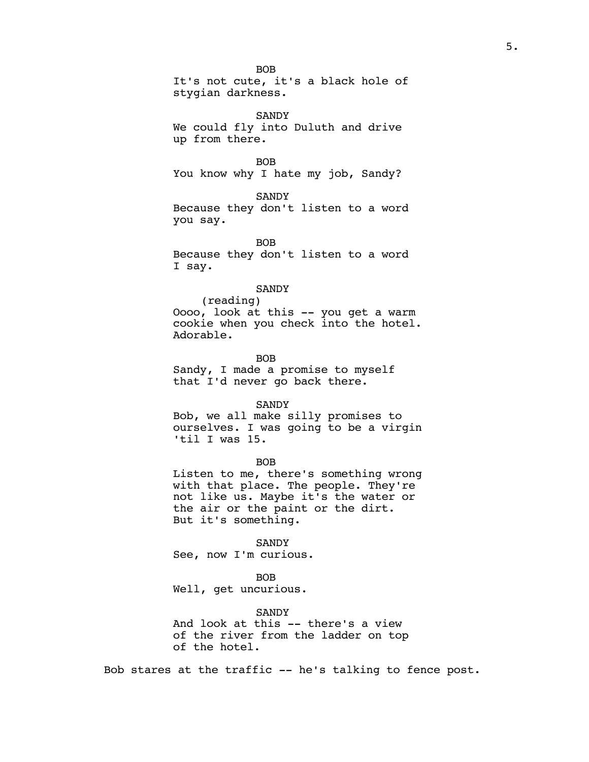BOB

It's not cute, it's a black hole of stygian darkness.

SANDY

We could fly into Duluth and drive up from there.

BOB

You know why I hate my job, Sandy?

SANDY

Because they don't listen to a word you say.

BOB

Because they don't listen to a word I say.

SANDY

(reading)

Oooo, look at this -- you get a warm cookie when you check into the hotel. Adorable.

BOB

Sandy, I made a promise to myself that I'd never go back there.

SANDY

Bob, we all make silly promises to ourselves. I was going to be a virgin 'til I was 15.

BOB

Listen to me, there's something wrong with that place. The people. They're not like us. Maybe it's the water or the air or the paint or the dirt. But it's something.

SANDY

See, now I'm curious.

BOB

Well, get uncurious.

SANDY

And look at this -- there's a view of the river from the ladder on top of the hotel.

Bob stares at the traffic -- he's talking to fence post.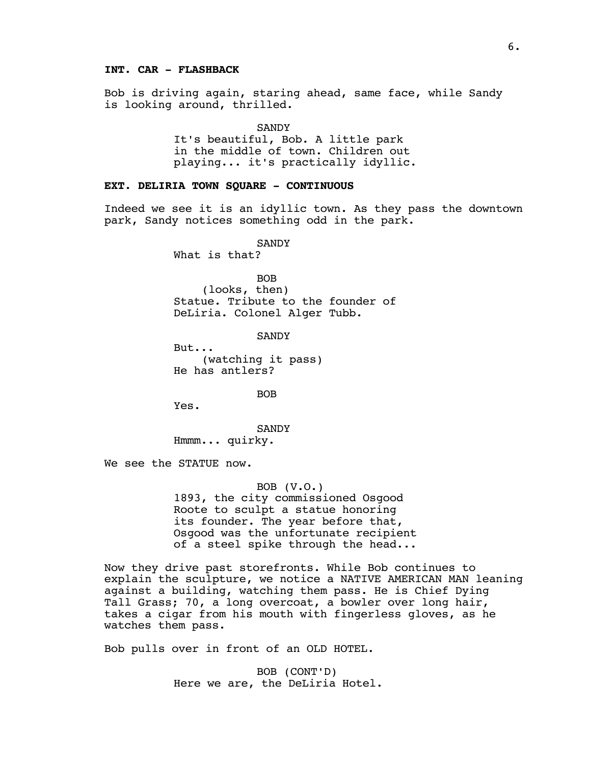**INT. CAR - FLASHBACK**

Bob is driving again, staring ahead, same face, while Sandy is looking around, thrilled.

SANDY
It's beautiful, Bob. A little park in the middle of town. Children out playing... it's practically idyllic.

**EXT. DELIRIA TOWN SQUARE - CONTINUOUS**

Indeed we see it is an idyllic town. As they pass the downtown park, Sandy notices something odd in the park.

SANDY
What is that?

BOB
(looks, then)
Statue. Tribute to the founder of DeLiria. Colonel Alger Tubb.

SANDY
But...
(watching it pass)
He has antlers?

BOB
Yes.

SANDY
Hmmm... quirky.

We see the STATUE now.

BOB (V.O.)
1893, the city commissioned Osgood Roote to sculpt a statue honoring its founder. The year before that, Osgood was the unfortunate recipient of a steel spike through the head...

Now they drive past storefronts. While Bob continues to explain the sculpture, we notice a NATIVE AMERICAN MAN leaning against a building, watching them pass. He is Chief Dying Tall Grass; 70, a long overcoat, a bowler over long hair, takes a cigar from his mouth with fingerless gloves, as he watches them pass.

Bob pulls over in front of an OLD HOTEL.

BOB (CONT'D)
Here we are, the DeLiria Hotel.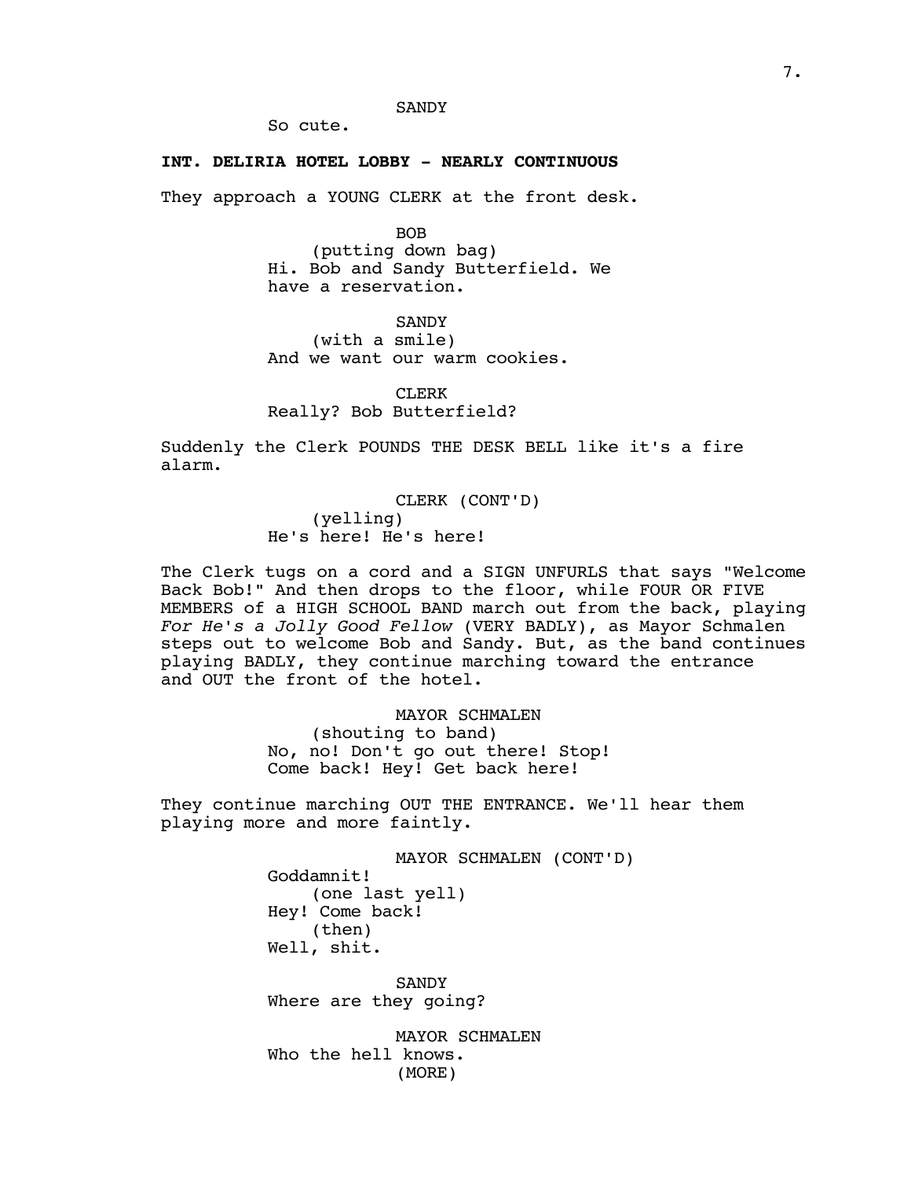SANDY

So cute.

**INT. DELIRIA HOTEL LOBBY - NEARLY CONTINUOUS**

They approach a YOUNG CLERK at the front desk.

BOB

(putting down bag)

Hi. Bob and Sandy Butterfield. We have a reservation.

SANDY

(with a smile)

And we want our warm cookies.

CLERK

Really? Bob Butterfield?

Suddenly the Clerk POUNDS THE DESK BELL like it's a fire alarm.

CLERK (CONT'D)

(yelling)

He's here! He's here!

The Clerk tugs on a cord and a SIGN UNFURLS that says "Welcome Back Bob!" And then drops to the floor, while FOUR OR FIVE MEMBERS of a HIGH SCHOOL BAND march out from the back, playing *For He's a Jolly Good Fellow* (VERY BADLY), as Mayor Schmalen steps out to welcome Bob and Sandy. But, as the band continues playing BADLY, they continue marching toward the entrance and OUT the front of the hotel.

MAYOR SCHMALEN

(shouting to band)

No, no! Don't go out there! Stop! Come back! Hey! Get back here!

They continue marching OUT THE ENTRANCE. We'll hear them playing more and more faintly.

MAYOR SCHMALEN (CONT'D)

Goddamnit!

(one last yell)

Hey! Come back!

(then)

Well, shit.

SANDY

Where are they going?

MAYOR SCHMALEN

Who the hell knows.

(MORE)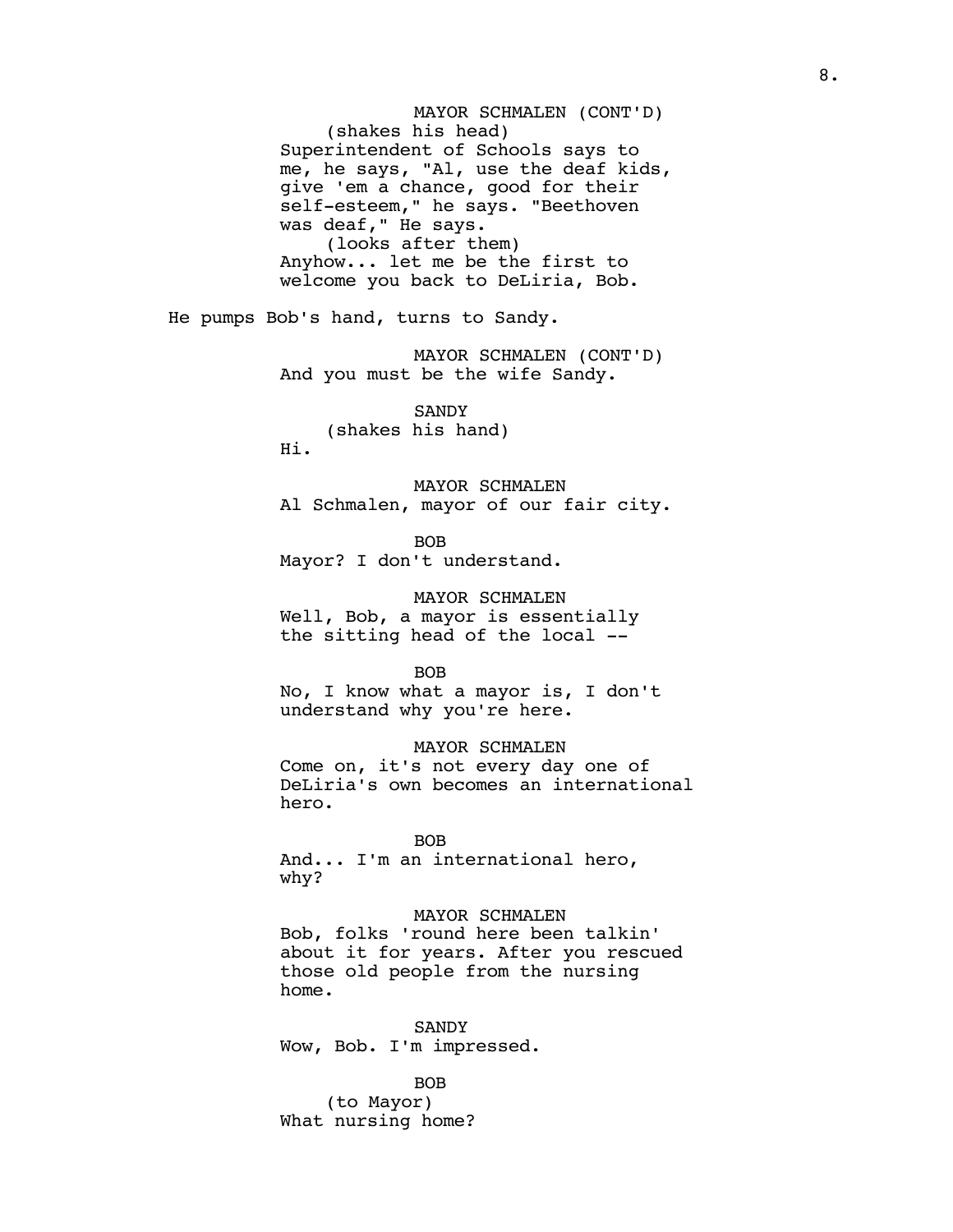MAYOR SCHMALEN (CONT'D)
(shakes his head)
Superintendent of Schools says to me, he says, "Al, use the deaf kids, give 'em a chance, good for their self-esteem," he says. "Beethoven was deaf," He says.
(looks after them)
Anyhow... let me be the first to welcome you back to DeLiria, Bob.

He pumps Bob's hand, turns to Sandy.

MAYOR SCHMALEN (CONT'D)
And you must be the wife Sandy.

SANDY
(shakes his hand)
Hi.

MAYOR SCHMALEN
Al Schmalen, mayor of our fair city.

BOB
Mayor? I don't understand.

MAYOR SCHMALEN
Well, Bob, a mayor is essentially the sitting head of the local --

BOB
No, I know what a mayor is, I don't understand why you're here.

MAYOR SCHMALEN
Come on, it's not every day one of DeLiria's own becomes an international hero.

BOB
And... I'm an international hero, why?

MAYOR SCHMALEN
Bob, folks 'round here been talkin' about it for years. After you rescued those old people from the nursing home.

SANDY
Wow, Bob. I'm impressed.

BOB
(to Mayor)
What nursing home?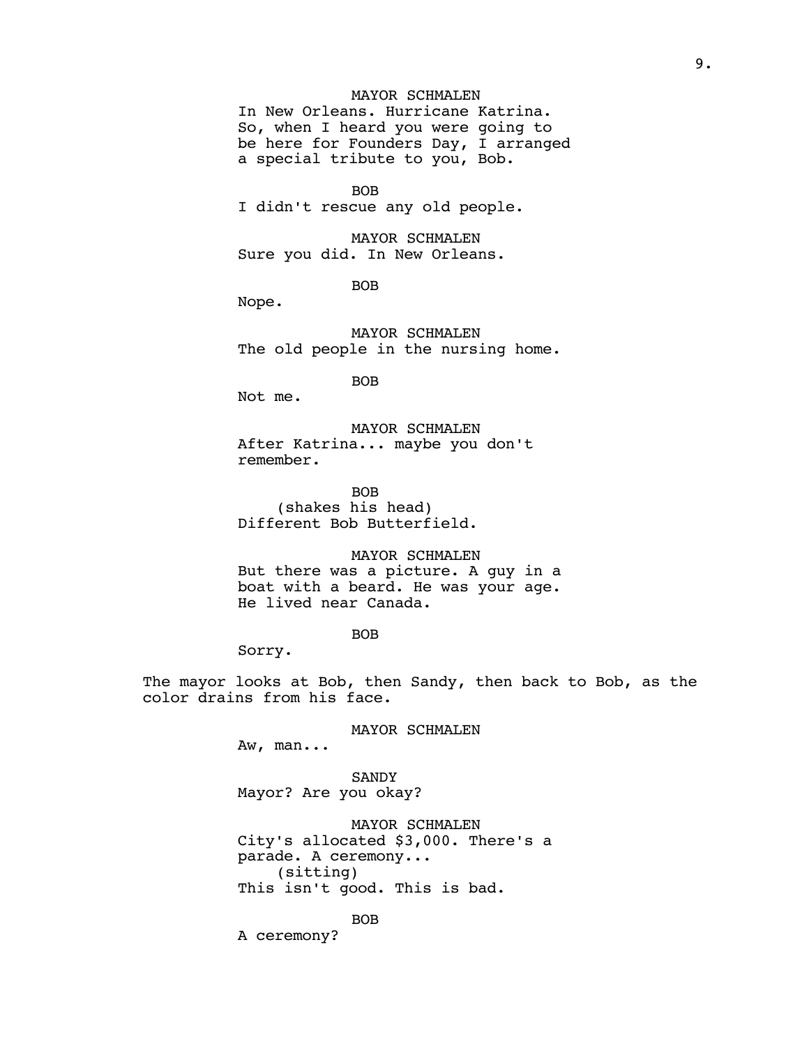MAYOR SCHMALEN
In New Orleans. Hurricane Katrina. So, when I heard you were going to be here for Founders Day, I arranged a special tribute to you, Bob.

BOB
I didn't rescue any old people.

MAYOR SCHMALEN
Sure you did. In New Orleans.

BOB
Nope.

MAYOR SCHMALEN
The old people in the nursing home.

BOB
Not me.

MAYOR SCHMALEN
After Katrina... maybe you don't remember.

BOB
(shakes his head)
Different Bob Butterfield.

MAYOR SCHMALEN
But there was a picture. A guy in a boat with a beard. He was your age. He lived near Canada.

BOB
Sorry.

The mayor looks at Bob, then Sandy, then back to Bob, as the color drains from his face.

MAYOR SCHMALEN
Aw, man...

SANDY
Mayor? Are you okay?

MAYOR SCHMALEN
City's allocated $3,000. There's a parade. A ceremony...
(sitting)
This isn't good. This is bad.

BOB
A ceremony?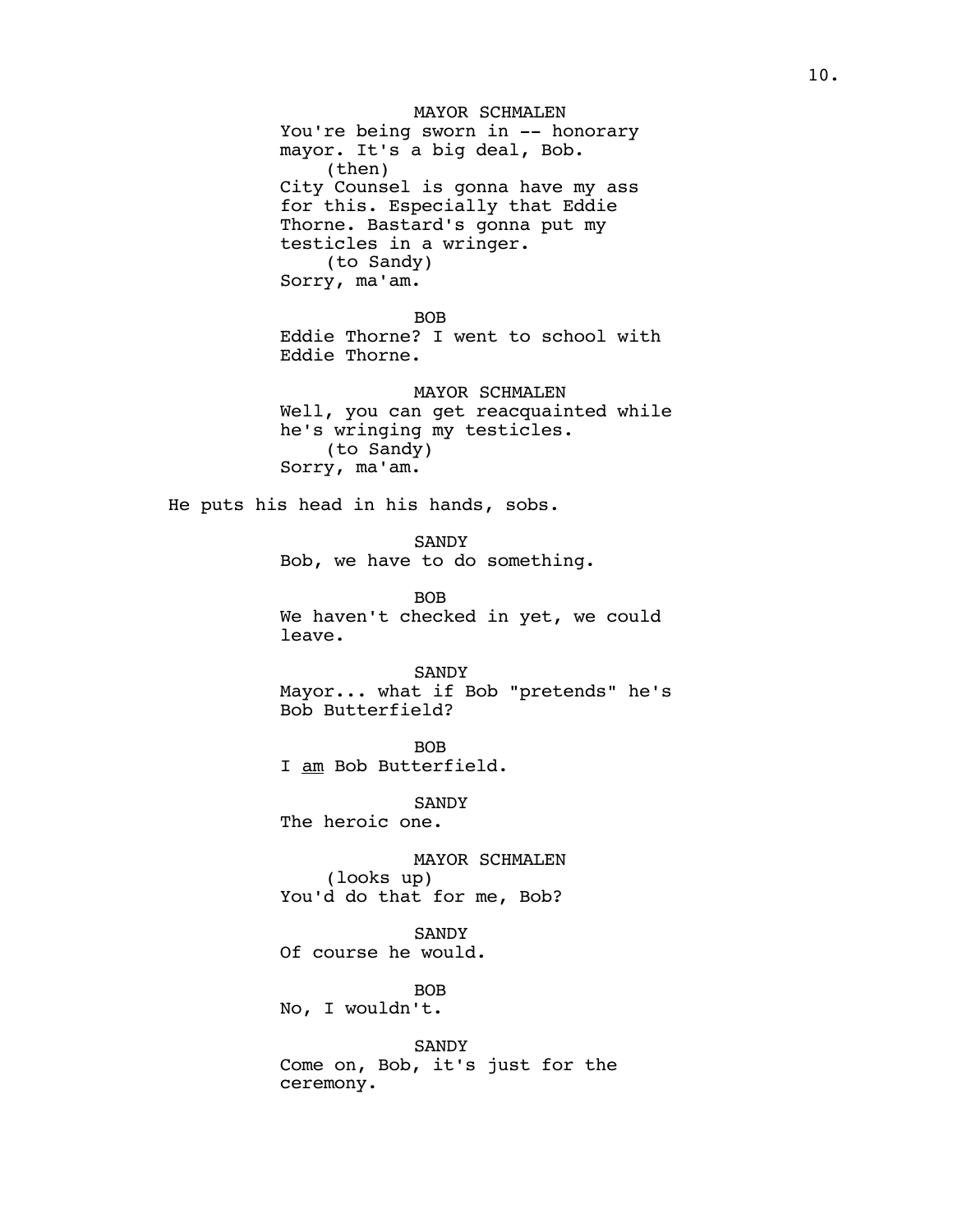MAYOR SCHMALEN
You're being sworn in -- honorary mayor. It's a big deal, Bob.
(then)
City Counsel is gonna have my ass for this. Especially that Eddie Thorne. Bastard's gonna put my testicles in a wringer.
(to Sandy)
Sorry, ma'am.

BOB
Eddie Thorne? I went to school with Eddie Thorne.

MAYOR SCHMALEN
Well, you can get reacquainted while he's wringing my testicles.
(to Sandy)
Sorry, ma'am.

He puts his head in his hands, sobs.

SANDY
Bob, we have to do something.

BOB
We haven't checked in yet, we could leave.

SANDY
Mayor... what if Bob "pretends" he's Bob Butterfield?

BOB
I _am_ Bob Butterfield.

SANDY
The heroic one.

MAYOR SCHMALEN
(looks up)
You'd do that for me, Bob?

SANDY
Of course he would.

BOB
No, I wouldn't.

SANDY
Come on, Bob, it's just for the ceremony.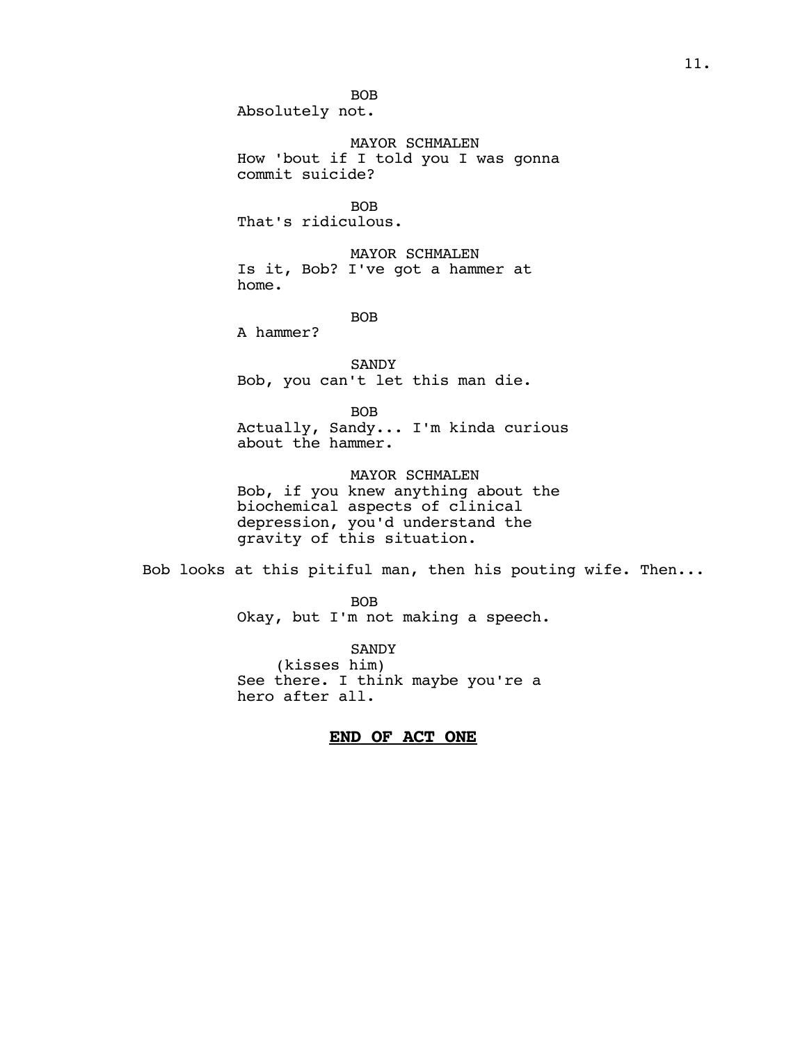BOB
Absolutely not.

MAYOR SCHMALEN
How 'bout if I told you I was gonna commit suicide?

BOB
That's ridiculous.

MAYOR SCHMALEN
Is it, Bob? I've got a hammer at home.

BOB
A hammer?

SANDY
Bob, you can't let this man die.

BOB
Actually, Sandy... I'm kinda curious about the hammer.

MAYOR SCHMALEN
Bob, if you knew anything about the biochemical aspects of clinical depression, you'd understand the gravity of this situation.

Bob looks at this pitiful man, then his pouting wife. Then...

BOB
Okay, but I'm not making a speech.

SANDY
(kisses him)
See there. I think maybe you're a hero after all.

**END OF ACT ONE**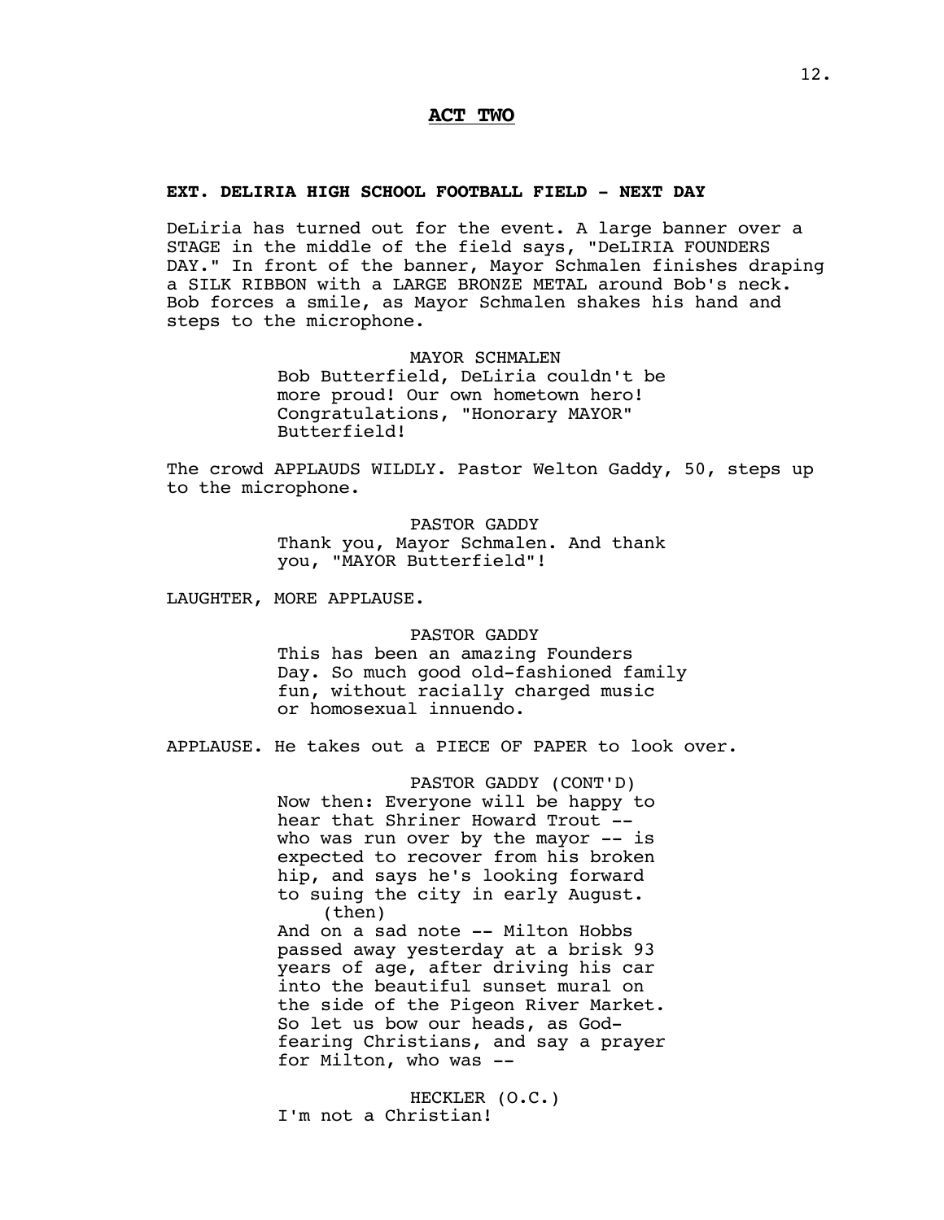## ACT TWO

**EXT. DELIRIA HIGH SCHOOL FOOTBALL FIELD - NEXT DAY**

DeLiria has turned out for the event. A large banner over a STAGE in the middle of the field says, "DeLIRIA FOUNDERS DAY." In front of the banner, Mayor Schmalen finishes draping a SILK RIBBON with a LARGE BRONZE METAL around Bob's neck. Bob forces a smile, as Mayor Schmalen shakes his hand and steps to the microphone.

MAYOR SCHMALEN
Bob Butterfield, DeLiria couldn't be more proud! Our own hometown hero! Congratulations, "Honorary MAYOR" Butterfield!

The crowd APPLAUDS WILDLY. Pastor Welton Gaddy, 50, steps up to the microphone.

PASTOR GADDY
Thank you, Mayor Schmalen. And thank you, "MAYOR Butterfield"!

LAUGHTER, MORE APPLAUSE.

PASTOR GADDY
This has been an amazing Founders Day. So much good old-fashioned family fun, without racially charged music or homosexual innuendo.

APPLAUSE. He takes out a PIECE OF PAPER to look over.

PASTOR GADDY (CONT'D)
Now then: Everyone will be happy to hear that Shriner Howard Trout -- who was run over by the mayor -- is expected to recover from his broken hip, and says he's looking forward to suing the city in early August.
(then)
And on a sad note -- Milton Hobbs passed away yesterday at a brisk 93 years of age, after driving his car into the beautiful sunset mural on the side of the Pigeon River Market. So let us bow our heads, as God-fearing Christians, and say a prayer for Milton, who was --

HECKLER (O.C.)
I'm not a Christian!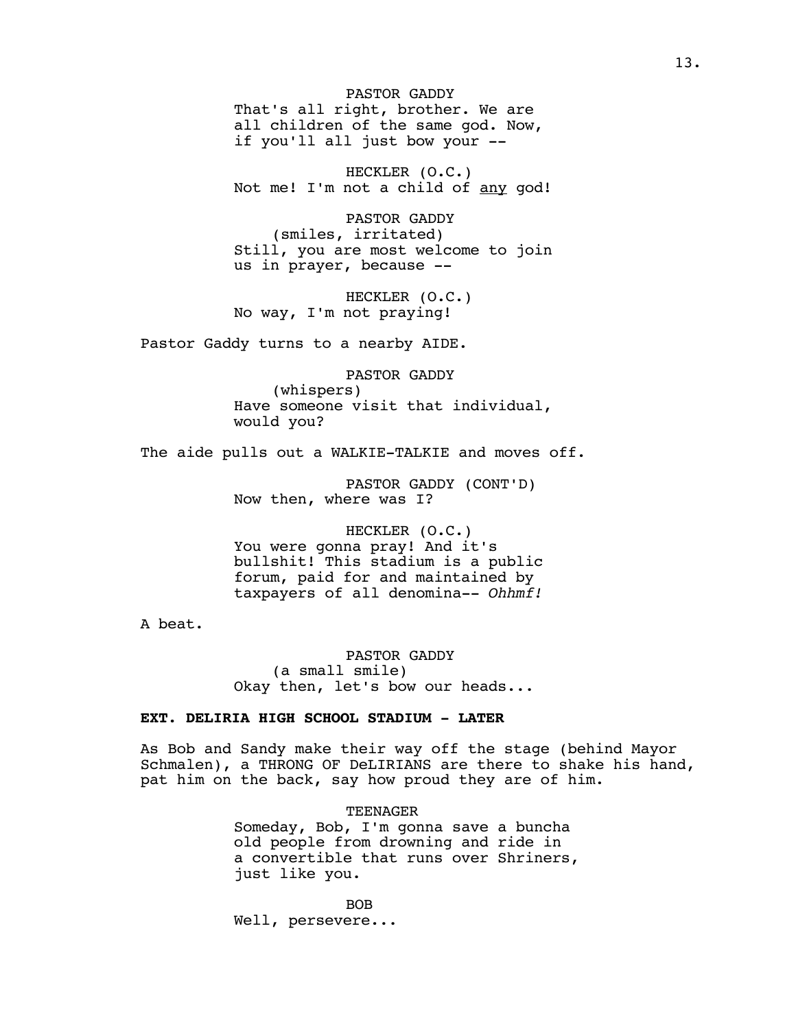PASTOR GADDY
That's all right, brother. We are all children of the same god. Now, if you'll all just bow your --

HECKLER (O.C.)
Not me! I'm not a child of <u>any</u> god!

PASTOR GADDY
(smiles, irritated)
Still, you are most welcome to join us in prayer, because --

HECKLER (O.C.)
No way, I'm not praying!

Pastor Gaddy turns to a nearby AIDE.

PASTOR GADDY
(whispers)
Have someone visit that individual, would you?

The aide pulls out a WALKIE-TALKIE and moves off.

PASTOR GADDY (CONT'D)
Now then, where was I?

HECKLER (O.C.)
You were gonna pray! And it's bullshit! This stadium is a public forum, paid for and maintained by taxpayers of all denomina-- *Ohhmf!*

A beat.

PASTOR GADDY
(a small smile)
Okay then, let's bow our heads...

**EXT. DELIRIA HIGH SCHOOL STADIUM - LATER**

As Bob and Sandy make their way off the stage (behind Mayor Schmalen), a THRONG OF DeLIRIANS are there to shake his hand, pat him on the back, say how proud they are of him.

TEENAGER
Someday, Bob, I'm gonna save a buncha old people from drowning and ride in a convertible that runs over Shriners, just like you.

BOB
Well, persevere...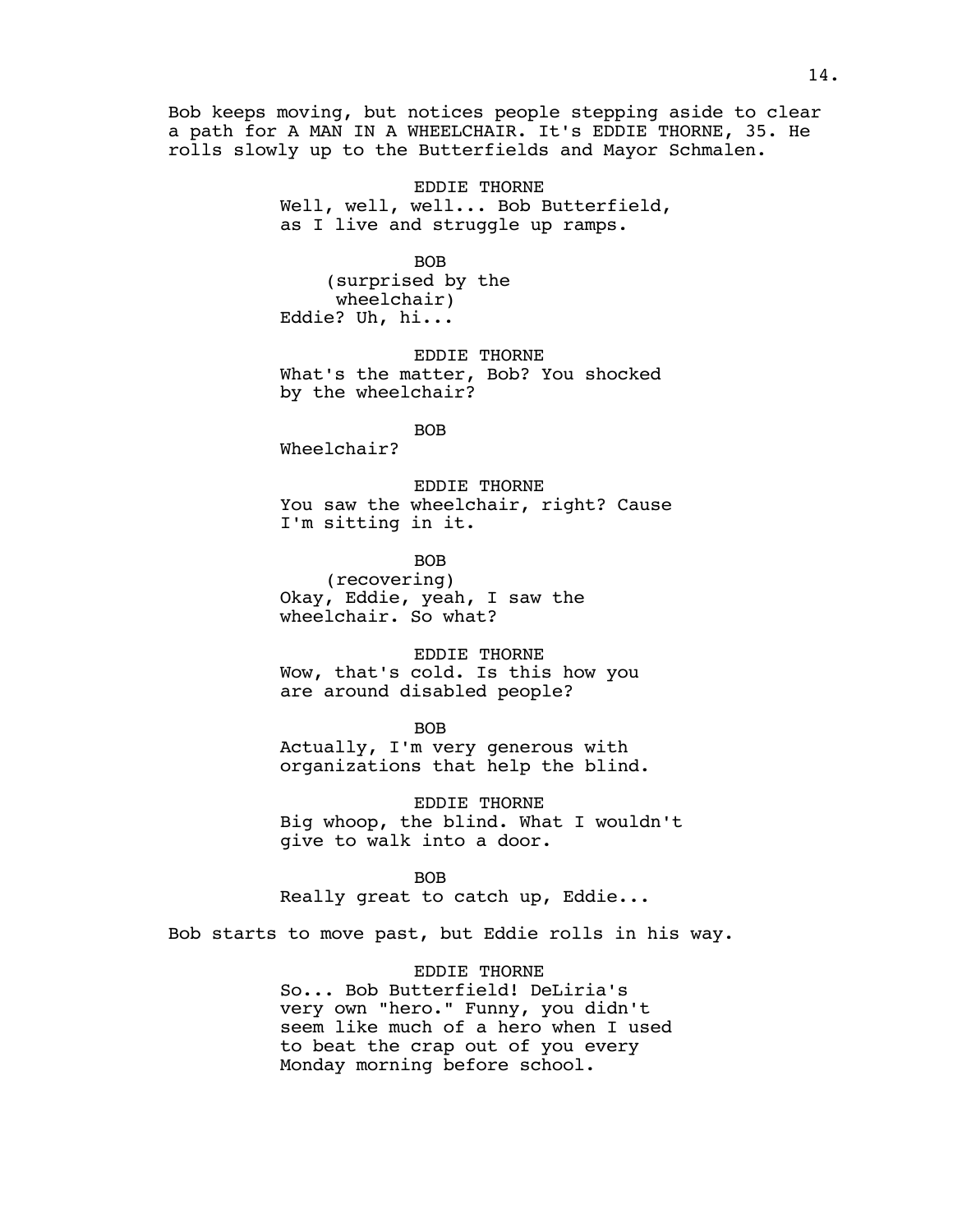Bob keeps moving, but notices people stepping aside to clear a path for A MAN IN A WHEELCHAIR. It's EDDIE THORNE, 35. He rolls slowly up to the Butterfields and Mayor Schmalen.

EDDIE THORNE
Well, well, well... Bob Butterfield, as I live and struggle up ramps.

BOB
(surprised by the wheelchair)
Eddie? Uh, hi...

EDDIE THORNE
What's the matter, Bob? You shocked by the wheelchair?

BOB
Wheelchair?

EDDIE THORNE
You saw the wheelchair, right? Cause I'm sitting in it.

BOB
(recovering)
Okay, Eddie, yeah, I saw the wheelchair. So what?

EDDIE THORNE
Wow, that's cold. Is this how you are around disabled people?

BOB
Actually, I'm very generous with organizations that help the blind.

EDDIE THORNE
Big whoop, the blind. What I wouldn't give to walk into a door.

BOB
Really great to catch up, Eddie...

Bob starts to move past, but Eddie rolls in his way.

EDDIE THORNE
So... Bob Butterfield! DeLiria's very own "hero." Funny, you didn't seem like much of a hero when I used to beat the crap out of you every Monday morning before school.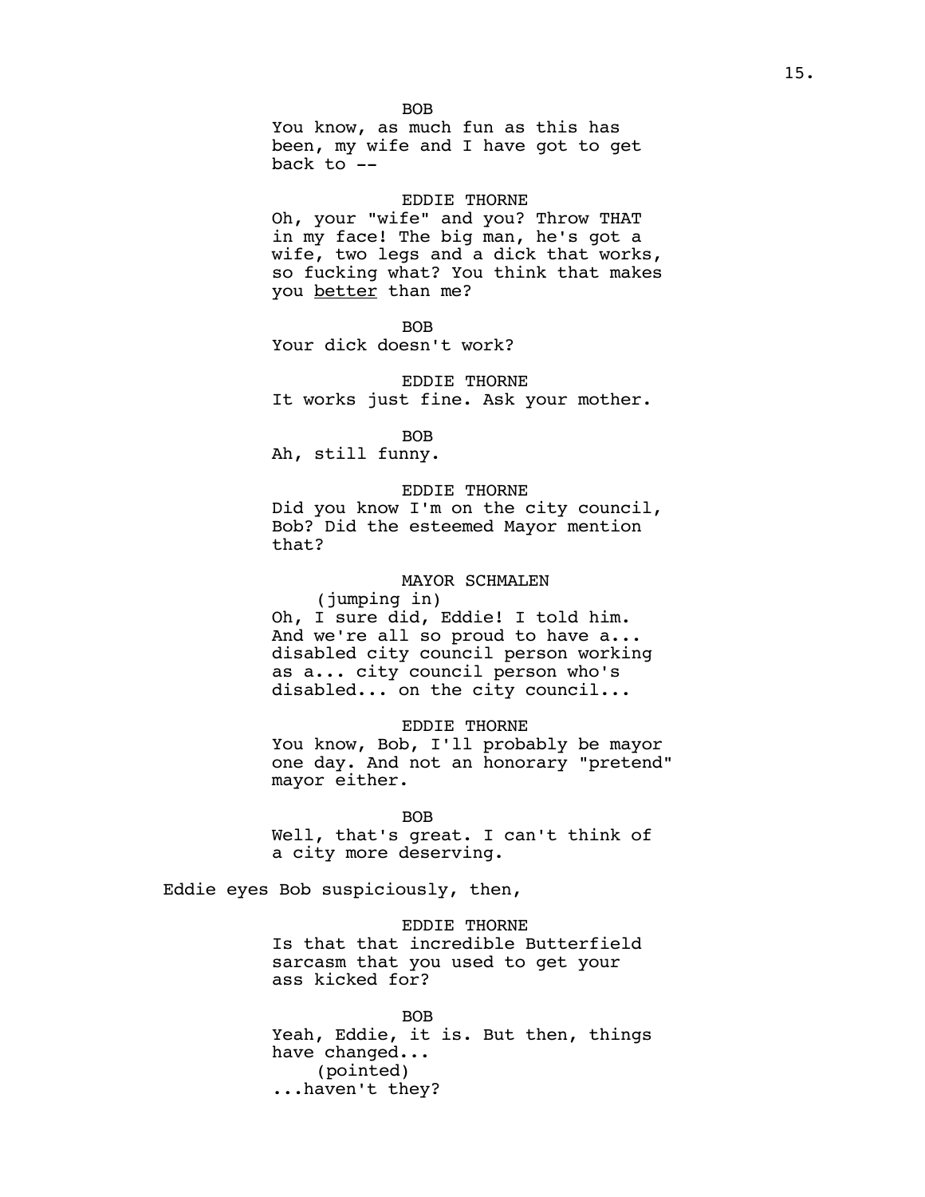BOB

You know, as much fun as this has been, my wife and I have got to get back to --

EDDIE THORNE

Oh, your "wife" and you? Throw THAT in my face! The big man, he's got a wife, two legs and a dick that works, so fucking what? You think that makes you better than me?

BOB

Your dick doesn't work?

EDDIE THORNE

It works just fine. Ask your mother.

BOB

Ah, still funny.

EDDIE THORNE

Did you know I'm on the city council, Bob? Did the esteemed Mayor mention that?

MAYOR SCHMALEN

(jumping in)

Oh, I sure did, Eddie! I told him. And we're all so proud to have a... disabled city council person working as a... city council person who's disabled... on the city council...

EDDIE THORNE

You know, Bob, I'll probably be mayor one day. And not an honorary "pretend" mayor either.

BOB

Well, that's great. I can't think of a city more deserving.

Eddie eyes Bob suspiciously, then,

EDDIE THORNE

Is that that incredible Butterfield sarcasm that you used to get your ass kicked for?

BOB

Yeah, Eddie, it is. But then, things have changed...

(pointed)

...haven't they?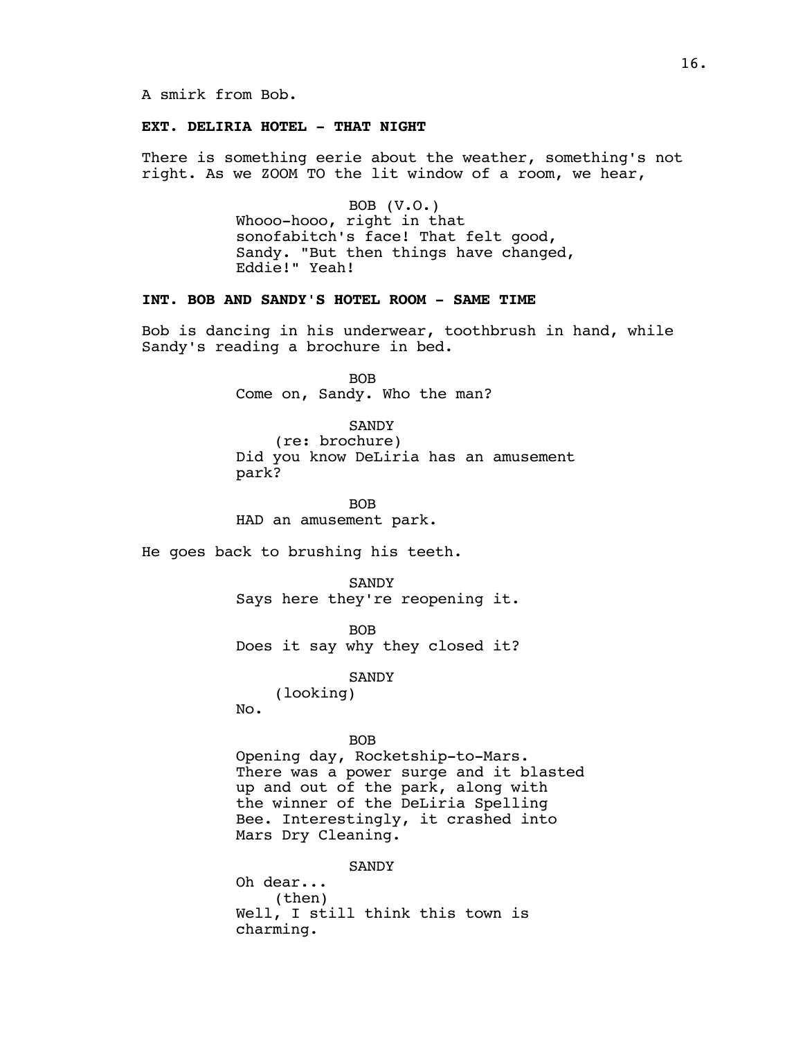A smirk from Bob.

**EXT. DELIRIA HOTEL - THAT NIGHT**

There is something eerie about the weather, something's not right. As we ZOOM TO the lit window of a room, we hear,

BOB (V.O.)
Whooo-hooo, right in that sonofabitch's face! That felt good, Sandy. "But then things have changed, Eddie!" Yeah!

**INT. BOB AND SANDY'S HOTEL ROOM - SAME TIME**

Bob is dancing in his underwear, toothbrush in hand, while Sandy's reading a brochure in bed.

BOB
Come on, Sandy. Who the man?

SANDY
(re: brochure)
Did you know DeLiria has an amusement park?

BOB
HAD an amusement park.

He goes back to brushing his teeth.

SANDY
Says here they're reopening it.

BOB
Does it say why they closed it?

SANDY
(looking)
No.

BOB
Opening day, Rocketship-to-Mars. There was a power surge and it blasted up and out of the park, along with the winner of the DeLiria Spelling Bee. Interestingly, it crashed into Mars Dry Cleaning.

SANDY
Oh dear...
(then)
Well, I still think this town is charming.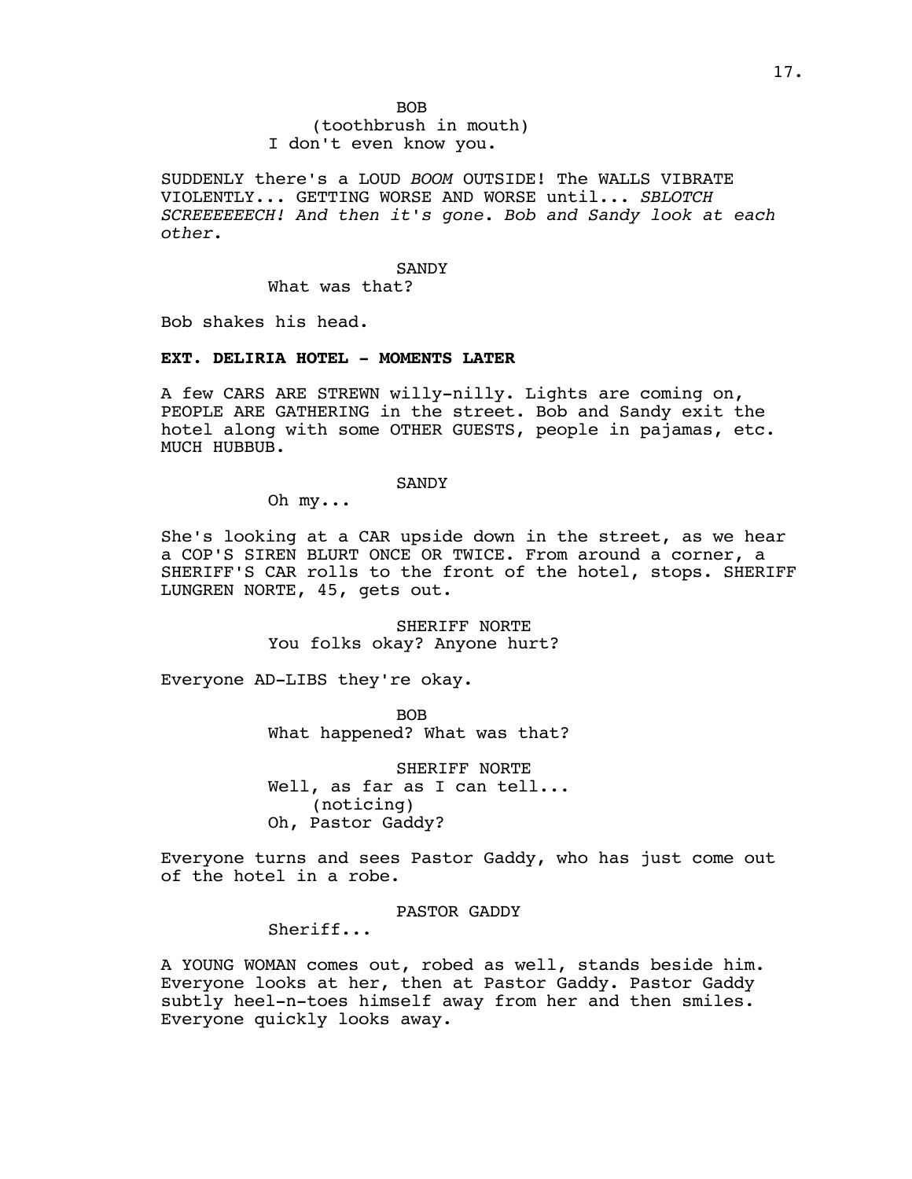BOB
(toothbrush in mouth)
I don't even know you.

SUDDENLY there's a LOUD *BOOM* OUTSIDE! The WALLS VIBRATE VIOLENTLY... GETTING WORSE AND WORSE until... *SBLOTCH SCREEEEEECH! And then it's gone. Bob and Sandy look at each other.*

SANDY
What was that?

Bob shakes his head.

**EXT. DELIRIA HOTEL - MOMENTS LATER**

A few CARS ARE STREWN willy-nilly. Lights are coming on, PEOPLE ARE GATHERING in the street. Bob and Sandy exit the hotel along with some OTHER GUESTS, people in pajamas, etc. MUCH HUBBUB.

SANDY
Oh my...

She's looking at a CAR upside down in the street, as we hear a COP'S SIREN BLURT ONCE OR TWICE. From around a corner, a SHERIFF'S CAR rolls to the front of the hotel, stops. SHERIFF LUNGREN NORTE, 45, gets out.

SHERIFF NORTE
You folks okay? Anyone hurt?

Everyone AD-LIBS they're okay.

BOB
What happened? What was that?

SHERIFF NORTE
Well, as far as I can tell...
(noticing)
Oh, Pastor Gaddy?

Everyone turns and sees Pastor Gaddy, who has just come out of the hotel in a robe.

PASTOR GADDY
Sheriff...

A YOUNG WOMAN comes out, robed as well, stands beside him. Everyone looks at her, then at Pastor Gaddy. Pastor Gaddy subtly heel-n-toes himself away from her and then smiles. Everyone quickly looks away.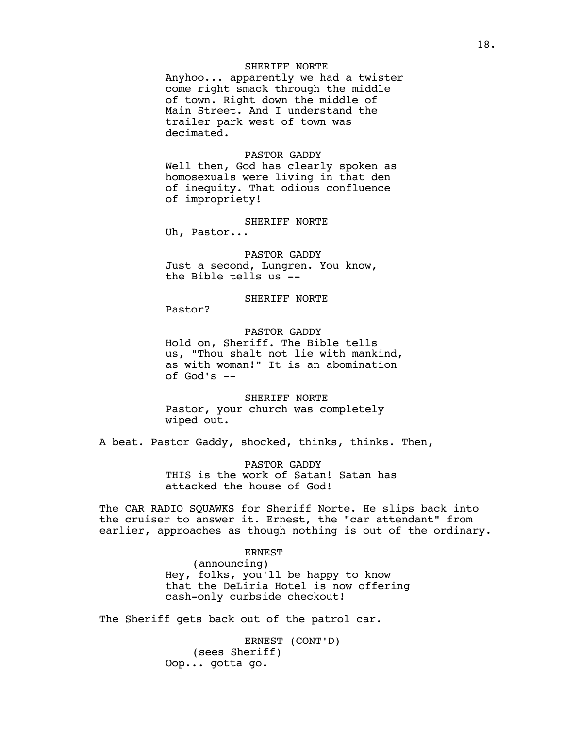SHERIFF NORTE
Anyhoo... apparently we had a twister come right smack through the middle of town. Right down the middle of Main Street. And I understand the trailer park west of town was decimated.

PASTOR GADDY
Well then, God has clearly spoken as homosexuals were living in that den of inequity. That odious confluence of impropriety!

SHERIFF NORTE
Uh, Pastor...

PASTOR GADDY
Just a second, Lungren. You know, the Bible tells us --

SHERIFF NORTE
Pastor?

PASTOR GADDY
Hold on, Sheriff. The Bible tells us, "Thou shalt not lie with mankind, as with woman!" It is an abomination of God's --

SHERIFF NORTE
Pastor, your church was completely wiped out.

A beat. Pastor Gaddy, shocked, thinks, thinks. Then,

PASTOR GADDY
THIS is the work of Satan! Satan has attacked the house of God!

The CAR RADIO SQUAWKS for Sheriff Norte. He slips back into the cruiser to answer it. Ernest, the "car attendant" from earlier, approaches as though nothing is out of the ordinary.

ERNEST
(announcing)
Hey, folks, you'll be happy to know that the DeLiria Hotel is now offering cash-only curbside checkout!

The Sheriff gets back out of the patrol car.

ERNEST (CONT'D)
(sees Sheriff)
Oop... gotta go.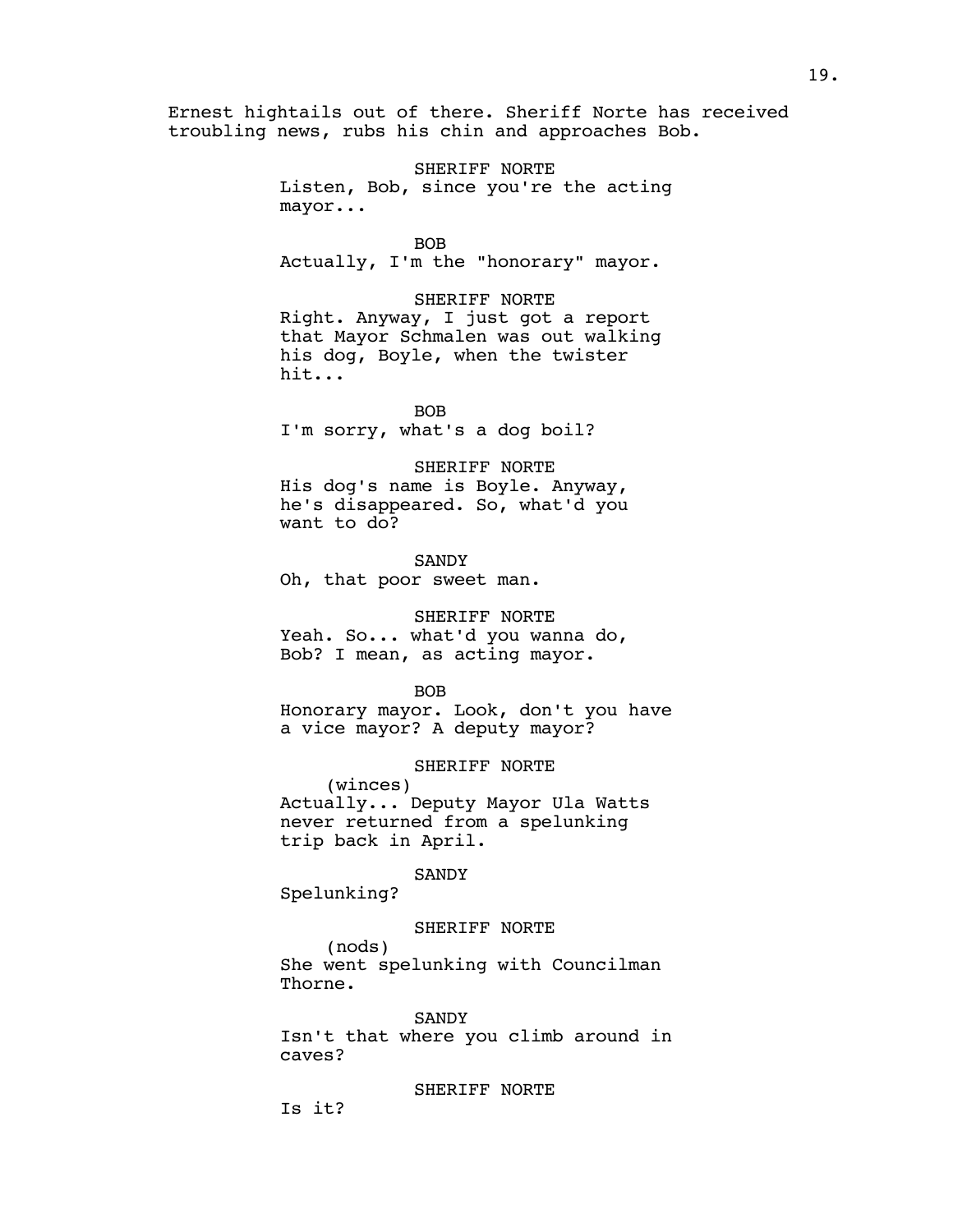Ernest hightails out of there. Sheriff Norte has received troubling news, rubs his chin and approaches Bob.

SHERIFF NORTE
Listen, Bob, since you're the acting mayor...

BOB
Actually, I'm the "honorary" mayor.

SHERIFF NORTE
Right. Anyway, I just got a report that Mayor Schmalen was out walking his dog, Boyle, when the twister hit...

BOB
I'm sorry, what's a dog boil?

SHERIFF NORTE
His dog's name is Boyle. Anyway, he's disappeared. So, what'd you want to do?

SANDY
Oh, that poor sweet man.

SHERIFF NORTE
Yeah. So... what'd you wanna do, Bob? I mean, as acting mayor.

BOB
Honorary mayor. Look, don't you have a vice mayor? A deputy mayor?

SHERIFF NORTE
(winces)
Actually... Deputy Mayor Ula Watts never returned from a spelunking trip back in April.

SANDY
Spelunking?

SHERIFF NORTE
(nods)
She went spelunking with Councilman Thorne.

SANDY
Isn't that where you climb around in caves?

SHERIFF NORTE
Is it?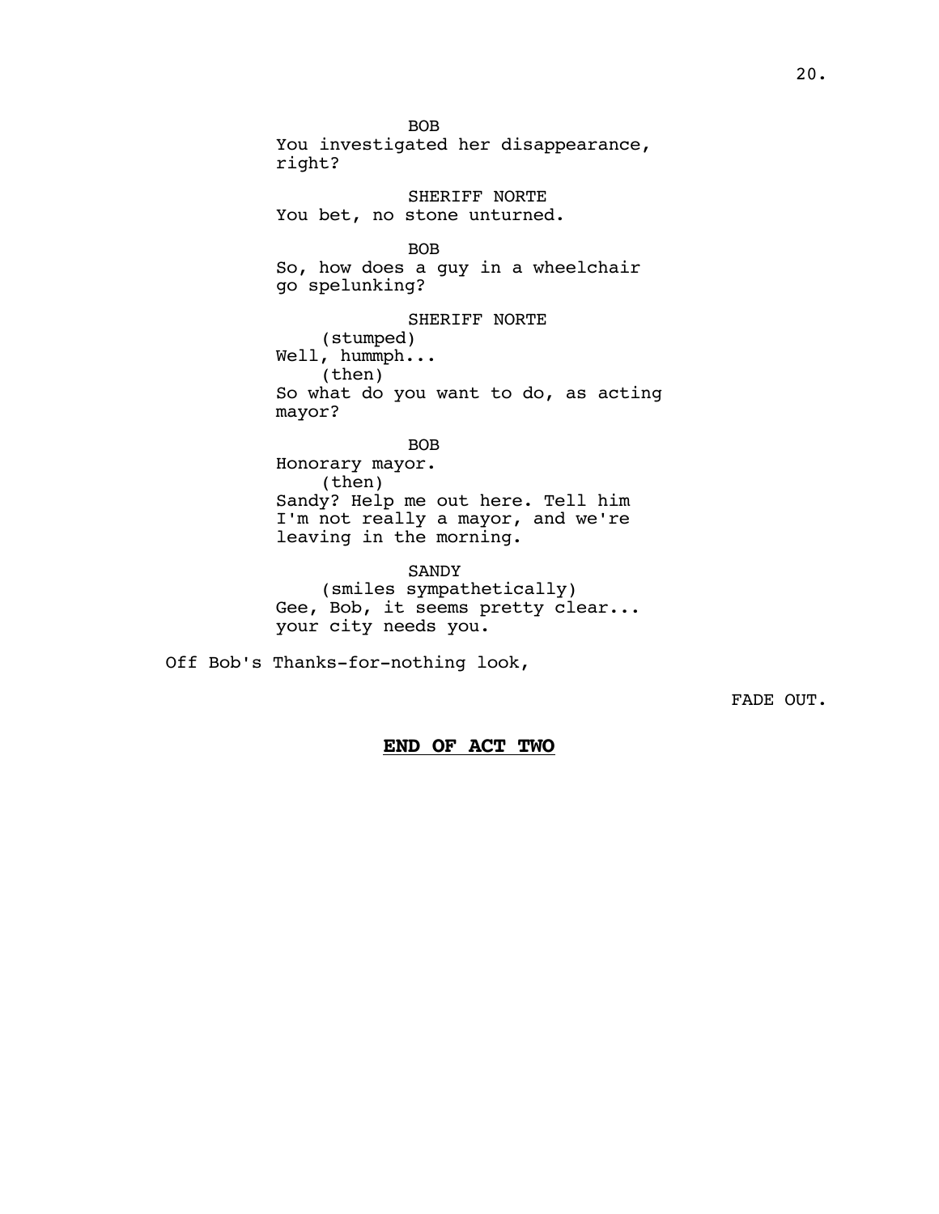BOB
You investigated her disappearance, right?

SHERIFF NORTE
You bet, no stone unturned.

BOB
So, how does a guy in a wheelchair go spelunking?

SHERIFF NORTE
(stumped)
Well, hummph...
(then)
So what do you want to do, as acting mayor?

BOB
Honorary mayor.
(then)
Sandy? Help me out here. Tell him I'm not really a mayor, and we're leaving in the morning.

SANDY
(smiles sympathetically)
Gee, Bob, it seems pretty clear... your city needs you.

Off Bob's Thanks-for-nothing look,

FADE OUT.

**END OF ACT TWO**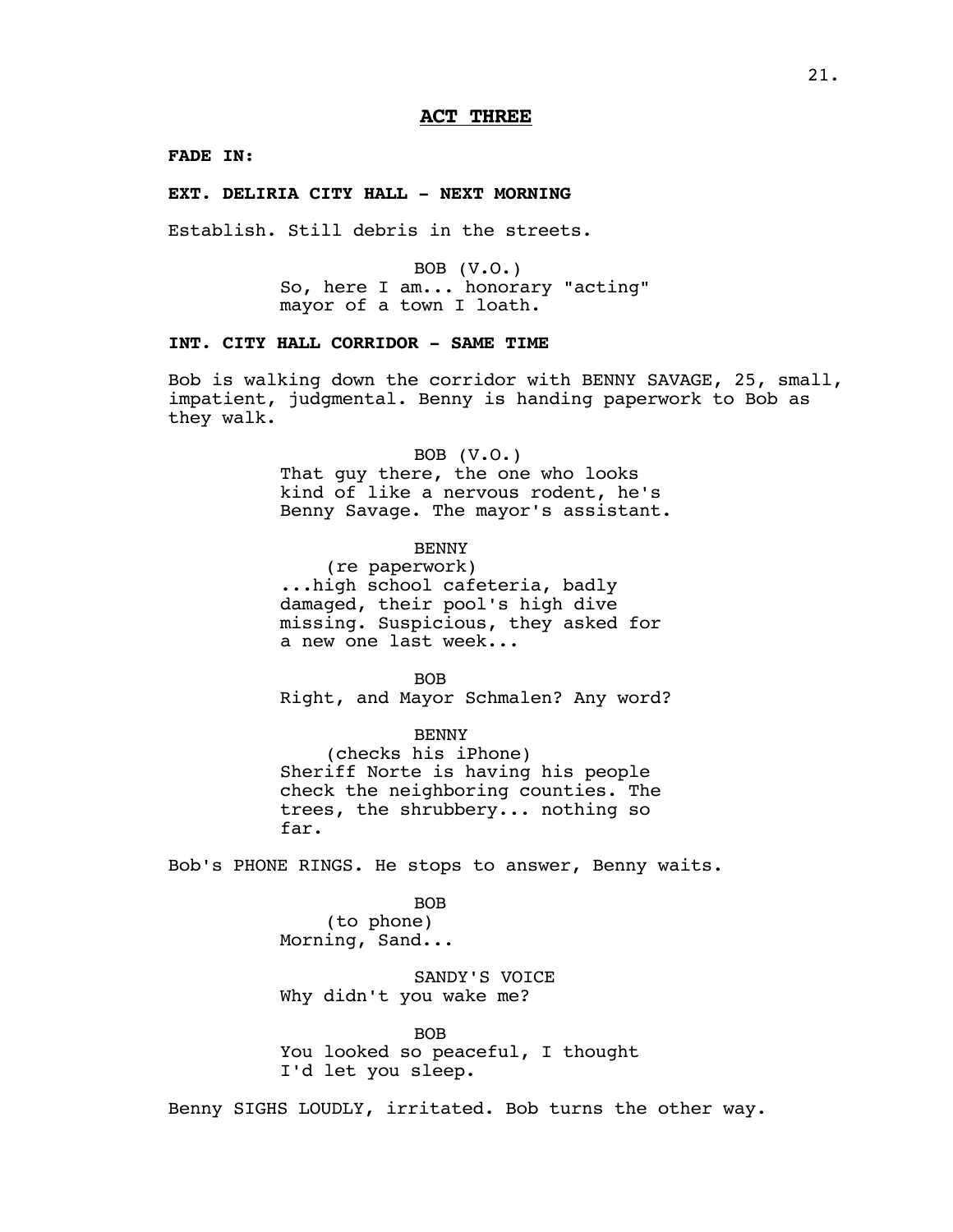**ACT THREE**

**FADE IN:**

**EXT. DELIRIA CITY HALL - NEXT MORNING**

Establish. Still debris in the streets.

BOB (V.O.)
So, here I am... honorary "acting" mayor of a town I loath.

**INT. CITY HALL CORRIDOR - SAME TIME**

Bob is walking down the corridor with BENNY SAVAGE, 25, small, impatient, judgmental. Benny is handing paperwork to Bob as they walk.

BOB (V.O.)
That guy there, the one who looks kind of like a nervous rodent, he's Benny Savage. The mayor's assistant.

BENNY
(re paperwork)
...high school cafeteria, badly damaged, their pool's high dive missing. Suspicious, they asked for a new one last week...

BOB
Right, and Mayor Schmalen? Any word?

BENNY
(checks his iPhone)
Sheriff Norte is having his people check the neighboring counties. The trees, the shrubbery... nothing so far.

Bob's PHONE RINGS. He stops to answer, Benny waits.

BOB
(to phone)
Morning, Sand...

SANDY'S VOICE
Why didn't you wake me?

BOB
You looked so peaceful, I thought I'd let you sleep.

Benny SIGHS LOUDLY, irritated. Bob turns the other way.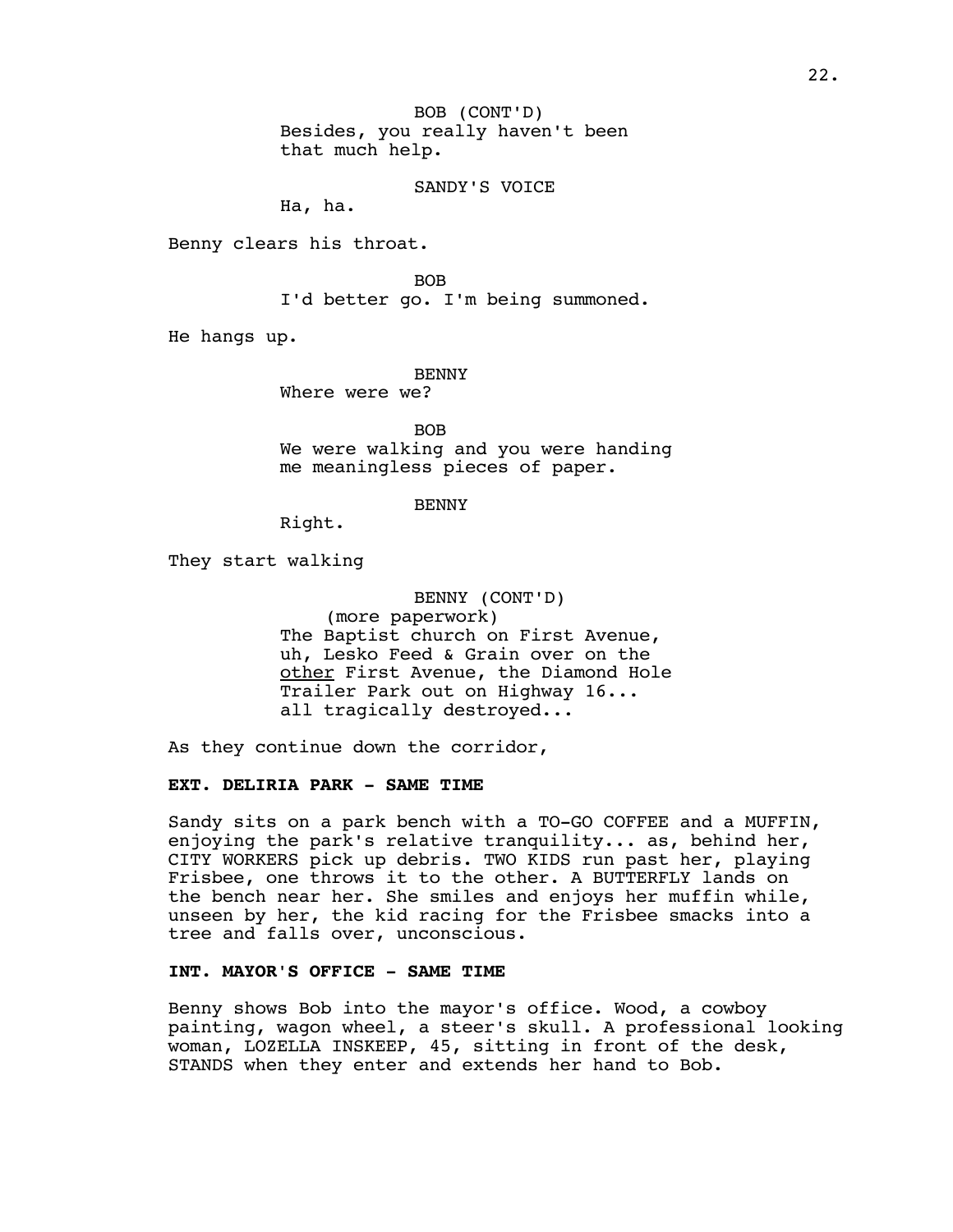BOB (CONT'D)
Besides, you really haven't been that much help.

SANDY'S VOICE
Ha, ha.

Benny clears his throat.

BOB
I'd better go. I'm being summoned.

He hangs up.

BENNY
Where were we?

BOB
We were walking and you were handing me meaningless pieces of paper.

BENNY
Right.

They start walking

BENNY (CONT'D)
(more paperwork)
The Baptist church on First Avenue, uh, Lesko Feed & Grain over on the <u>other</u> First Avenue, the Diamond Hole Trailer Park out on Highway 16... all tragically destroyed...

As they continue down the corridor,

**EXT. DELIRIA PARK - SAME TIME**

Sandy sits on a park bench with a TO-GO COFFEE and a MUFFIN, enjoying the park's relative tranquility... as, behind her, CITY WORKERS pick up debris. TWO KIDS run past her, playing Frisbee, one throws it to the other. A BUTTERFLY lands on the bench near her. She smiles and enjoys her muffin while, unseen by her, the kid racing for the Frisbee smacks into a tree and falls over, unconscious.

**INT. MAYOR'S OFFICE - SAME TIME**

Benny shows Bob into the mayor's office. Wood, a cowboy painting, wagon wheel, a steer's skull. A professional looking woman, LOZELLA INSKEEP, 45, sitting in front of the desk, STANDS when they enter and extends her hand to Bob.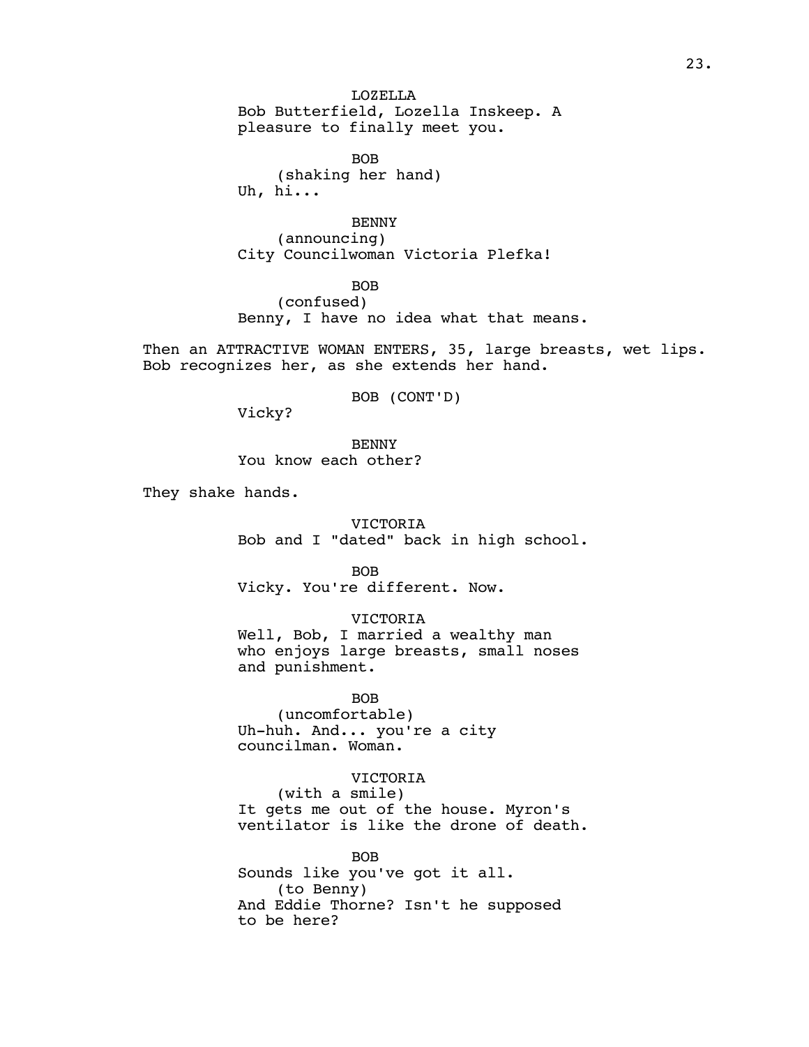LOZELLA
Bob Butterfield, Lozella Inskeep. A pleasure to finally meet you.

BOB
(shaking her hand)
Uh, hi...

BENNY
(announcing)
City Councilwoman Victoria Plefka!

BOB
(confused)
Benny, I have no idea what that means.

Then an ATTRACTIVE WOMAN ENTERS, 35, large breasts, wet lips. Bob recognizes her, as she extends her hand.

BOB (CONT'D)
Vicky?

BENNY
You know each other?

They shake hands.

VICTORIA
Bob and I "dated" back in high school.

BOB
Vicky. You're different. Now.

VICTORIA
Well, Bob, I married a wealthy man who enjoys large breasts, small noses and punishment.

BOB
(uncomfortable)
Uh-huh. And... you're a city councilman. Woman.

VICTORIA
(with a smile)
It gets me out of the house. Myron's ventilator is like the drone of death.

BOB
Sounds like you've got it all.
(to Benny)
And Eddie Thorne? Isn't he supposed to be here?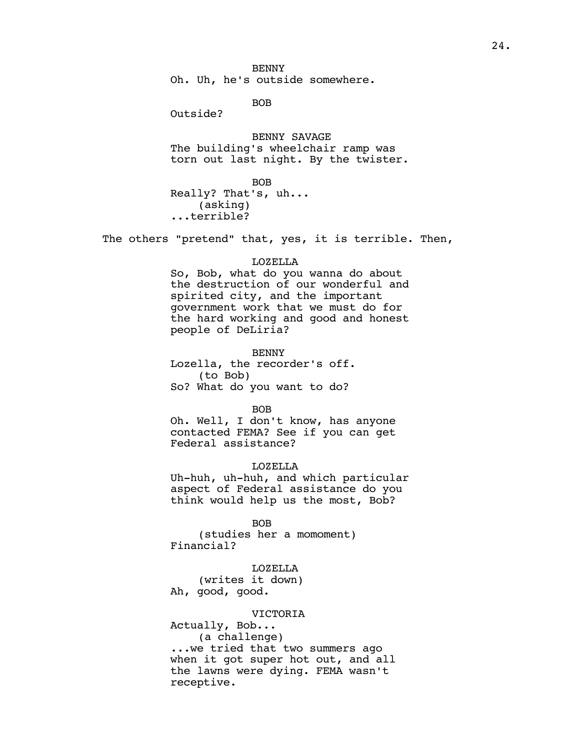BENNY

Oh. Uh, he's outside somewhere.

BOB

Outside?

BENNY SAVAGE

The building's wheelchair ramp was torn out last night. By the twister.

BOB

Really? That's, uh...

(asking)

...terrible?

The others "pretend" that, yes, it is terrible. Then,

LOZELLA

So, Bob, what do you wanna do about the destruction of our wonderful and spirited city, and the important government work that we must do for the hard working and good and honest people of DeLiria?

BENNY

Lozella, the recorder's off.

(to Bob)

So? What do you want to do?

BOB

Oh. Well, I don't know, has anyone contacted FEMA? See if you can get Federal assistance?

LOZELLA

Uh-huh, uh-huh, and which particular aspect of Federal assistance do you think would help us the most, Bob?

BOB

(studies her a momoment)

Financial?

LOZELLA

(writes it down)

Ah, good, good.

VICTORIA

Actually, Bob...

(a challenge)

...we tried that two summers ago when it got super hot out, and all the lawns were dying. FEMA wasn't receptive.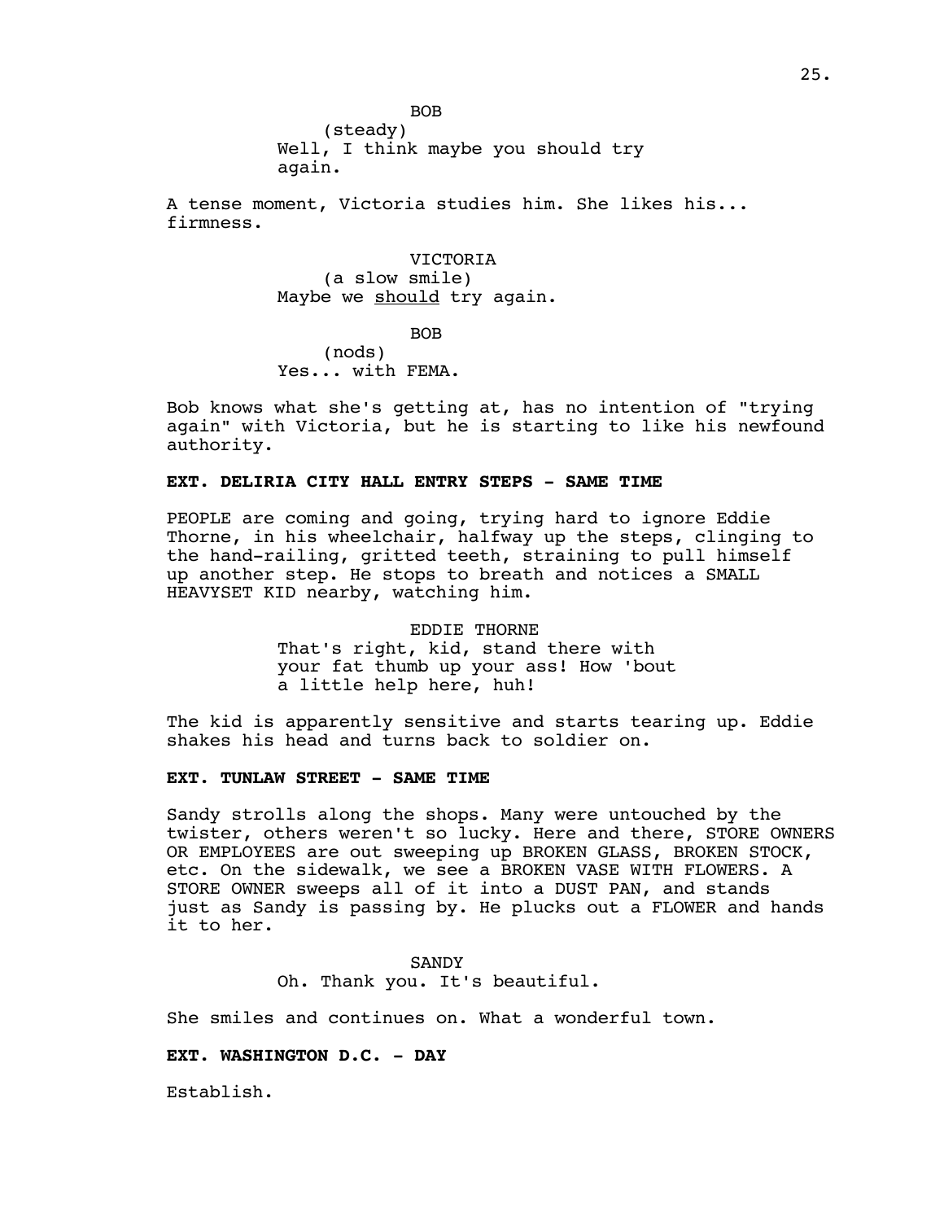BOB
(steady)
Well, I think maybe you should try again.

A tense moment, Victoria studies him. She likes his... firmness.

VICTORIA
(a slow smile)
Maybe we <u>should</u> try again.

BOB
(nods)
Yes... with FEMA.

Bob knows what she's getting at, has no intention of "trying again" with Victoria, but he is starting to like his newfound authority.

**EXT. DELIRIA CITY HALL ENTRY STEPS - SAME TIME**

PEOPLE are coming and going, trying hard to ignore Eddie Thorne, in his wheelchair, halfway up the steps, clinging to the hand-railing, gritted teeth, straining to pull himself up another step. He stops to breath and notices a SMALL HEAVYSET KID nearby, watching him.

EDDIE THORNE
That's right, kid, stand there with your fat thumb up your ass! How 'bout a little help here, huh!

The kid is apparently sensitive and starts tearing up. Eddie shakes his head and turns back to soldier on.

**EXT. TUNLAW STREET - SAME TIME**

Sandy strolls along the shops. Many were untouched by the twister, others weren't so lucky. Here and there, STORE OWNERS OR EMPLOYEES are out sweeping up BROKEN GLASS, BROKEN STOCK, etc. On the sidewalk, we see a BROKEN VASE WITH FLOWERS. A STORE OWNER sweeps all of it into a DUST PAN, and stands just as Sandy is passing by. He plucks out a FLOWER and hands it to her.

SANDY
Oh. Thank you. It's beautiful.

She smiles and continues on. What a wonderful town.

**EXT. WASHINGTON D.C. - DAY**

Establish.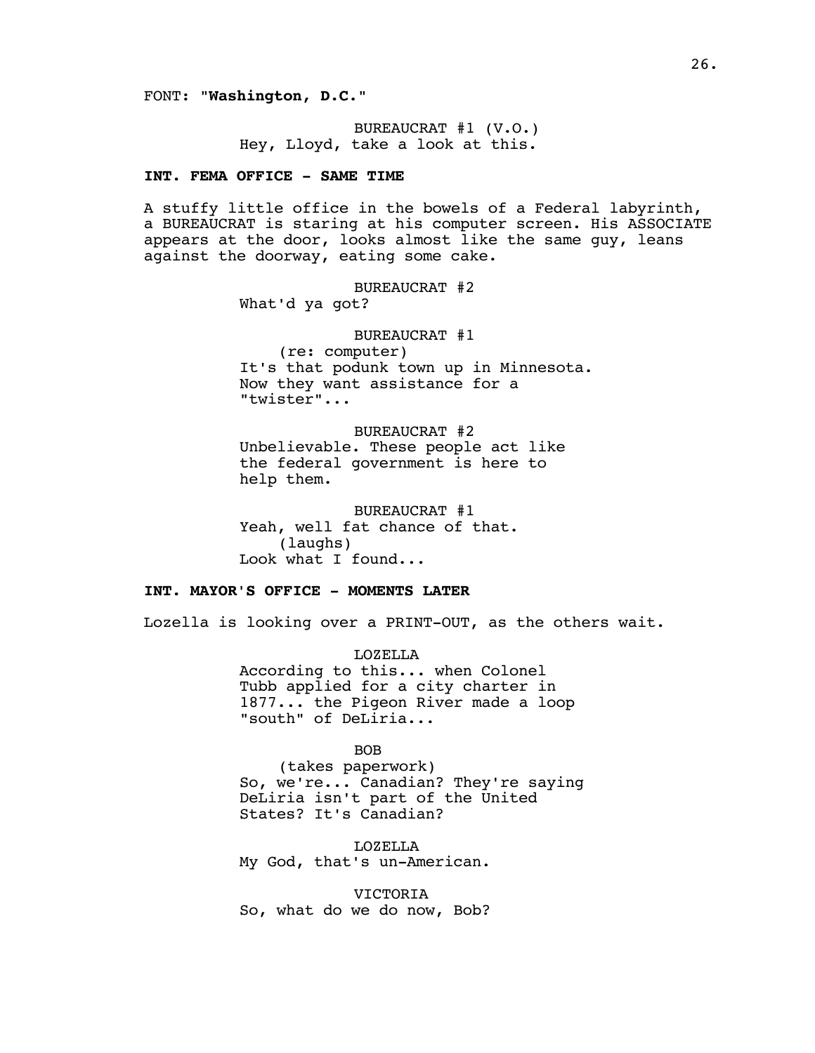FONT: "**Washington, D.C.**"

BUREAUCRAT #1 (V.O.)
Hey, Lloyd, take a look at this.

**INT. FEMA OFFICE - SAME TIME**

A stuffy little office in the bowels of a Federal labyrinth, a BUREAUCRAT is staring at his computer screen. His ASSOCIATE appears at the door, looks almost like the same guy, leans against the doorway, eating some cake.

BUREAUCRAT #2
What'd ya got?

BUREAUCRAT #1
(re: computer)
It's that podunk town up in Minnesota. Now they want assistance for a "twister"...

BUREAUCRAT #2
Unbelievable. These people act like the federal government is here to help them.

BUREAUCRAT #1
Yeah, well fat chance of that.
(laughs)
Look what I found...

**INT. MAYOR'S OFFICE - MOMENTS LATER**

Lozella is looking over a PRINT-OUT, as the others wait.

LOZELLA
According to this... when Colonel Tubb applied for a city charter in 1877... the Pigeon River made a loop "south" of DeLiria...

BOB
(takes paperwork)
So, we're... Canadian? They're saying DeLiria isn't part of the United States? It's Canadian?

LOZELLA
My God, that's un-American.

VICTORIA
So, what do we do now, Bob?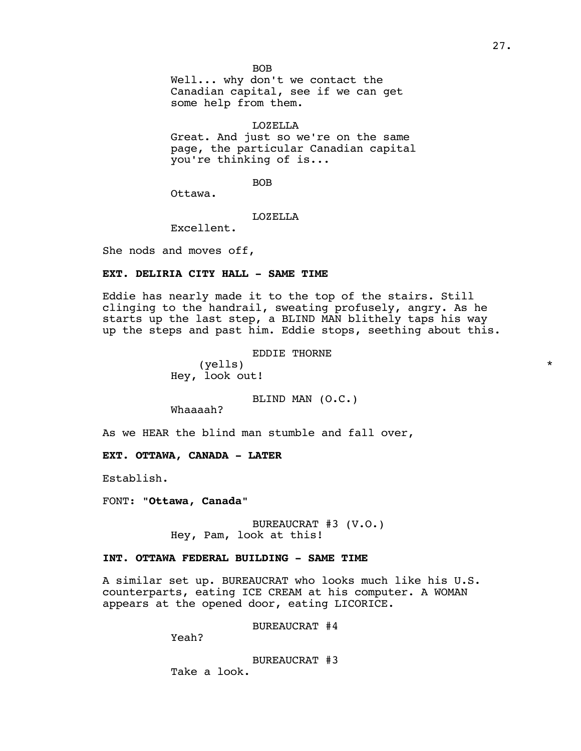BOB
Well... why don't we contact the Canadian capital, see if we can get some help from them.

LOZELLA
Great. And just so we're on the same page, the particular Canadian capital you're thinking of is...

BOB
Ottawa.

LOZELLA
Excellent.

She nods and moves off,

**EXT. DELIRIA CITY HALL - SAME TIME**

Eddie has nearly made it to the top of the stairs. Still clinging to the handrail, sweating profusely, angry. As he starts up the last step, a BLIND MAN blithely taps his way up the steps and past him. Eddie stops, seething about this.

EDDIE THORNE
(yells) *
Hey, look out!

BLIND MAN (O.C.)
Whaaaah?

As we HEAR the blind man stumble and fall over,

**EXT. OTTAWA, CANADA - LATER**

Establish.

FONT: "**Ottawa, Canada**"

BUREAUCRAT #3 (V.O.)
Hey, Pam, look at this!

**INT. OTTAWA FEDERAL BUILDING - SAME TIME**

A similar set up. BUREAUCRAT who looks much like his U.S. counterparts, eating ICE CREAM at his computer. A WOMAN appears at the opened door, eating LICORICE.

BUREAUCRAT #4
Yeah?

BUREAUCRAT #3
Take a look.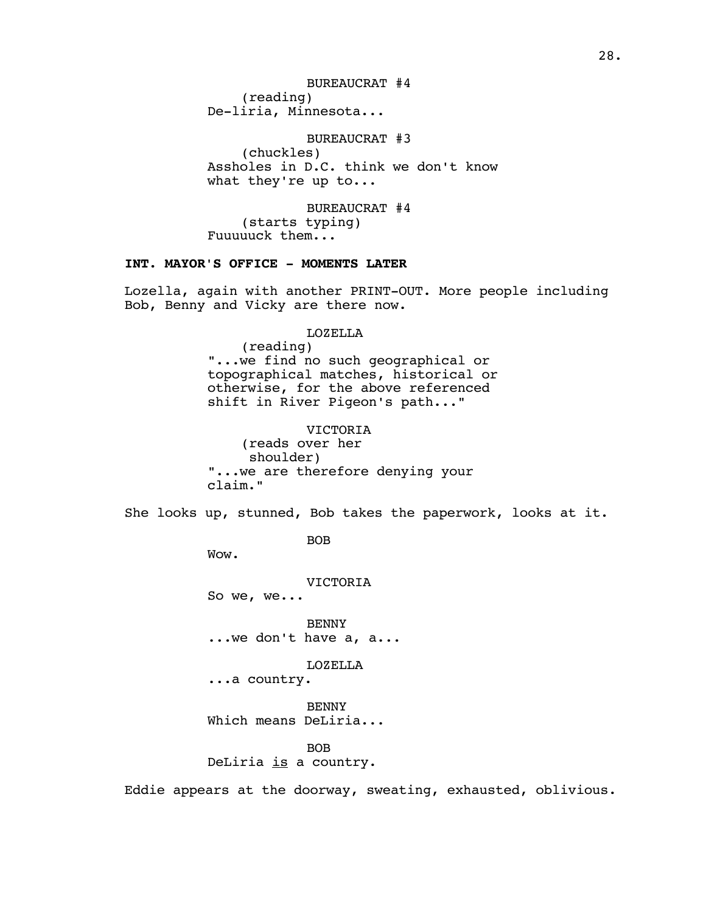BUREAUCRAT #4
(reading)
De-liria, Minnesota...

BUREAUCRAT #3
(chuckles)
Assholes in D.C. think we don't know what they're up to...

BUREAUCRAT #4
(starts typing)
Fuuuuuck them...

**INT. MAYOR'S OFFICE - MOMENTS LATER**

Lozella, again with another PRINT-OUT. More people including Bob, Benny and Vicky are there now.

LOZELLA
(reading)
"...we find no such geographical or topographical matches, historical or otherwise, for the above referenced shift in River Pigeon's path..."

VICTORIA
(reads over her shoulder)
"...we are therefore denying your claim."

She looks up, stunned, Bob takes the paperwork, looks at it.

BOB
Wow.

VICTORIA
So we, we...

BENNY
...we don't have a, a...

LOZELLA
...a country.

BENNY
Which means DeLiria...

BOB
DeLiria <u>is</u> a country.

Eddie appears at the doorway, sweating, exhausted, oblivious.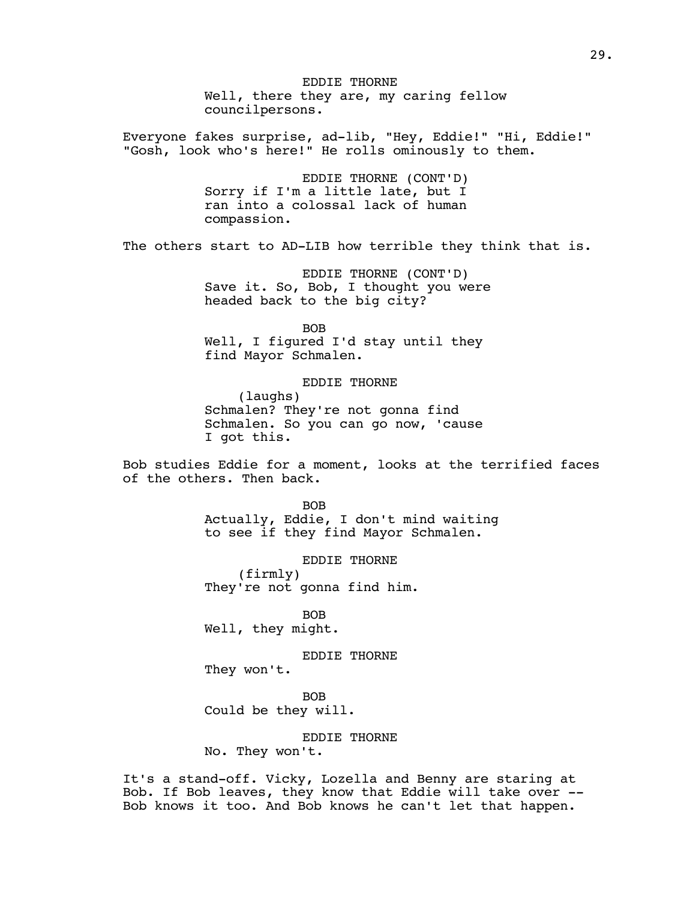EDDIE THORNE
Well, there they are, my caring fellow councilpersons.

Everyone fakes surprise, ad-lib, "Hey, Eddie!" "Hi, Eddie!" "Gosh, look who's here!" He rolls ominously to them.

EDDIE THORNE (CONT'D)
Sorry if I'm a little late, but I ran into a colossal lack of human compassion.

The others start to AD-LIB how terrible they think that is.

EDDIE THORNE (CONT'D)
Save it. So, Bob, I thought you were headed back to the big city?

BOB
Well, I figured I'd stay until they find Mayor Schmalen.

EDDIE THORNE
(laughs)
Schmalen? They're not gonna find Schmalen. So you can go now, 'cause I got this.

Bob studies Eddie for a moment, looks at the terrified faces of the others. Then back.

BOB
Actually, Eddie, I don't mind waiting to see if they find Mayor Schmalen.

EDDIE THORNE
(firmly)
They're not gonna find him.

BOB
Well, they might.

EDDIE THORNE
They won't.

BOB
Could be they will.

EDDIE THORNE
No. They won't.

It's a stand-off. Vicky, Lozella and Benny are staring at Bob. If Bob leaves, they know that Eddie will take over -- Bob knows it too. And Bob knows he can't let that happen.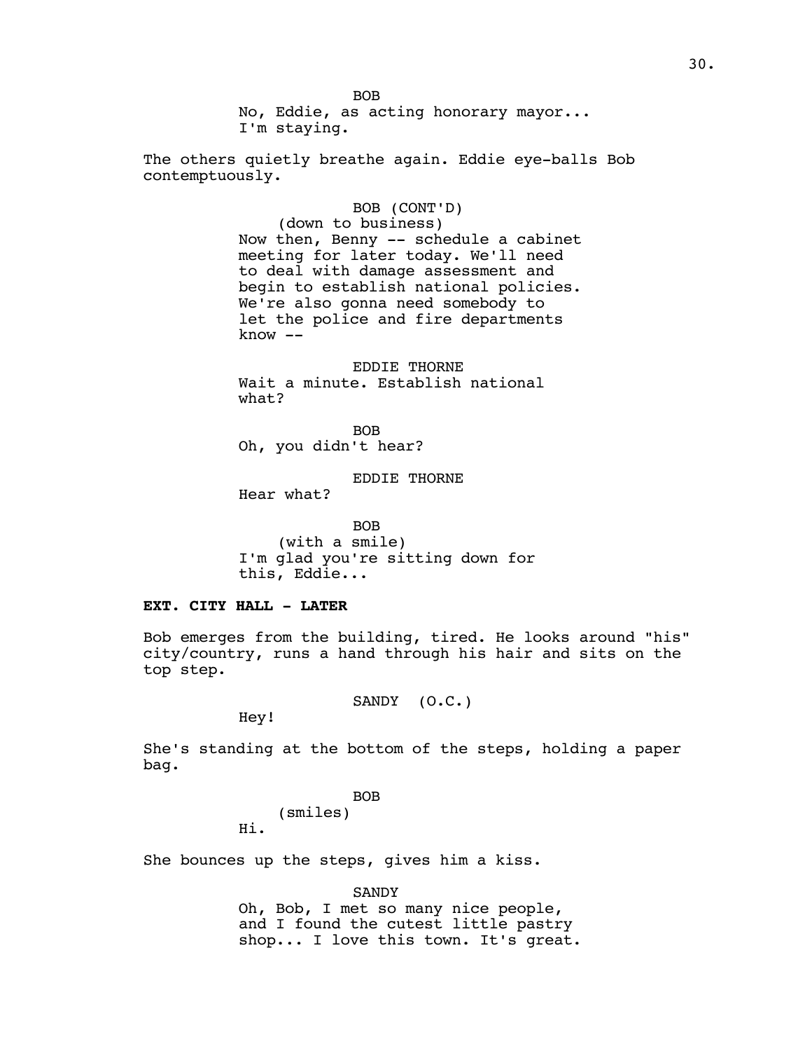BOB
No, Eddie, as acting honorary mayor...
I'm staying.

The others quietly breathe again. Eddie eye-balls Bob contemptuously.

BOB (CONT'D)
(down to business)
Now then, Benny -- schedule a cabinet meeting for later today. We'll need to deal with damage assessment and begin to establish national policies. We're also gonna need somebody to let the police and fire departments know --

EDDIE THORNE
Wait a minute. Establish national what?

BOB
Oh, you didn't hear?

EDDIE THORNE
Hear what?

BOB
(with a smile)
I'm glad you're sitting down for this, Eddie...

**EXT. CITY HALL - LATER**

Bob emerges from the building, tired. He looks around "his" city/country, runs a hand through his hair and sits on the top step.

SANDY (O.C.)
Hey!

She's standing at the bottom of the steps, holding a paper bag.

BOB
(smiles)
Hi.

She bounces up the steps, gives him a kiss.

SANDY
Oh, Bob, I met so many nice people, and I found the cutest little pastry shop... I love this town. It's great.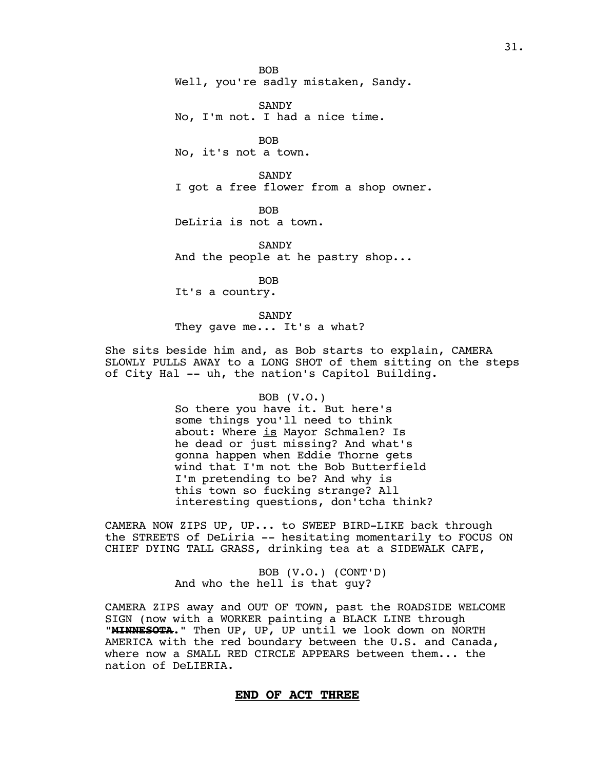BOB
Well, you're sadly mistaken, Sandy.

SANDY
No, I'm not. I had a nice time.

BOB
No, it's not a town.

SANDY
I got a free flower from a shop owner.

BOB
DeLiria is not a town.

SANDY
And the people at he pastry shop...

BOB
It's a country.

SANDY
They gave me... It's a what?

She sits beside him and, as Bob starts to explain, CAMERA SLOWLY PULLS AWAY to a LONG SHOT of them sitting on the steps of City Hal -- uh, the nation's Capitol Building.

BOB (V.O.)
So there you have it. But here's some things you'll need to think about: Where _is_ Mayor Schmalen? Is he dead or just missing? And what's gonna happen when Eddie Thorne gets wind that I'm not the Bob Butterfield I'm pretending to be? And why is this town so fucking strange? All interesting questions, don'tcha think?

CAMERA NOW ZIPS UP, UP... to SWEEP BIRD-LIKE back through the STREETS of DeLiria -- hesitating momentarily to FOCUS ON CHIEF DYING TALL GRASS, drinking tea at a SIDEWALK CAFE,

BOB (V.O.) (CONT'D)
And who the hell is that guy?

CAMERA ZIPS away and OUT OF TOWN, past the ROADSIDE WELCOME SIGN (now with a WORKER painting a BLACK LINE through "~~**MINNESOTA**~~." Then UP, UP, UP until we look down on NORTH AMERICA with the red boundary between the U.S. and Canada, where now a SMALL RED CIRCLE APPEARS between them... the nation of DeLIERIA.

**END OF ACT THREE**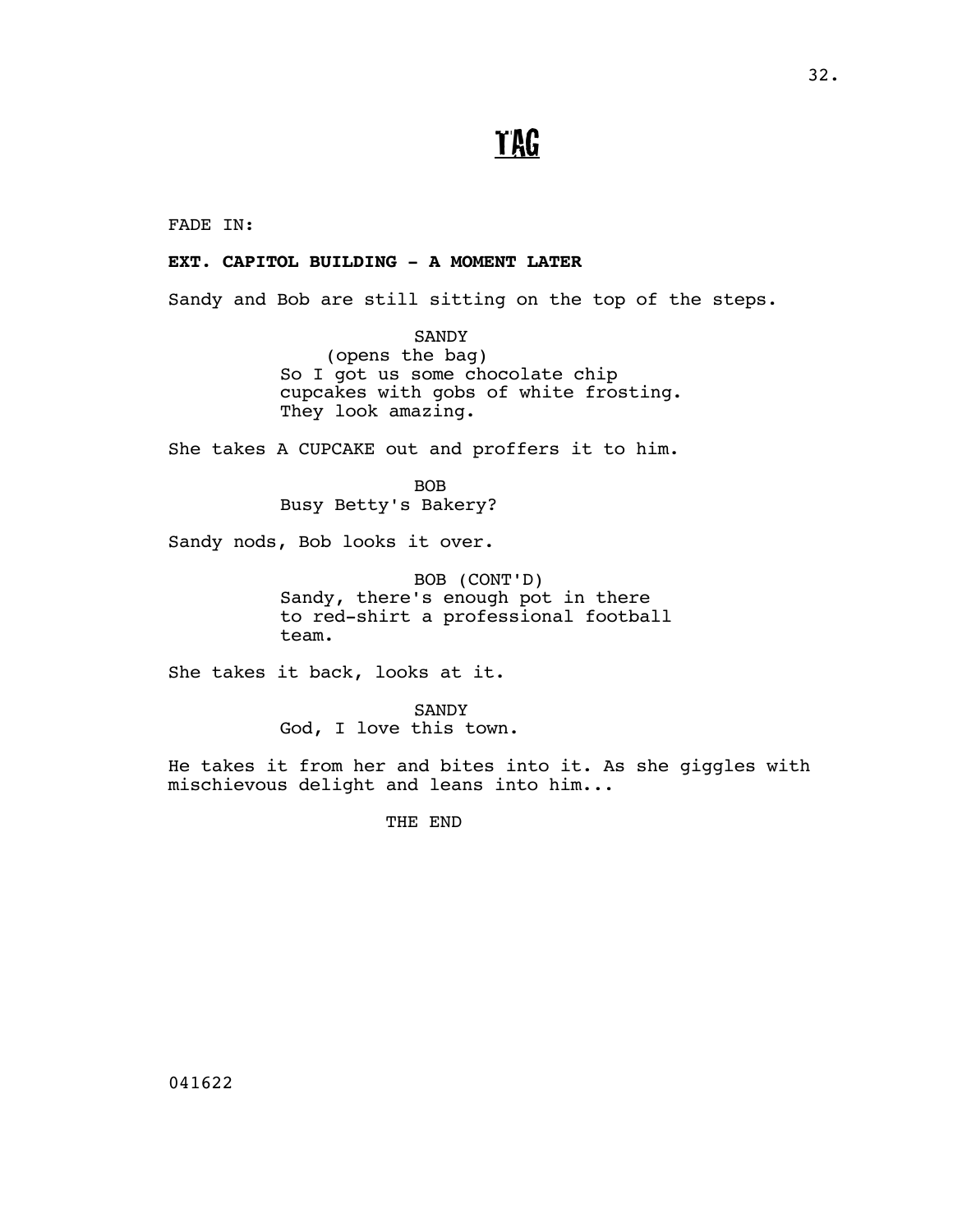# TAG

FADE IN:

**EXT. CAPITOL BUILDING - A MOMENT LATER**

Sandy and Bob are still sitting on the top of the steps.

SANDY
(opens the bag)
So I got us some chocolate chip cupcakes with gobs of white frosting. They look amazing.

She takes A CUPCAKE out and proffers it to him.

BOB
Busy Betty's Bakery?

Sandy nods, Bob looks it over.

BOB (CONT'D)
Sandy, there's enough pot in there to red-shirt a professional football team.

She takes it back, looks at it.

SANDY
God, I love this town.

He takes it from her and bites into it. As she giggles with mischievous delight and leans into him...

THE END

041622